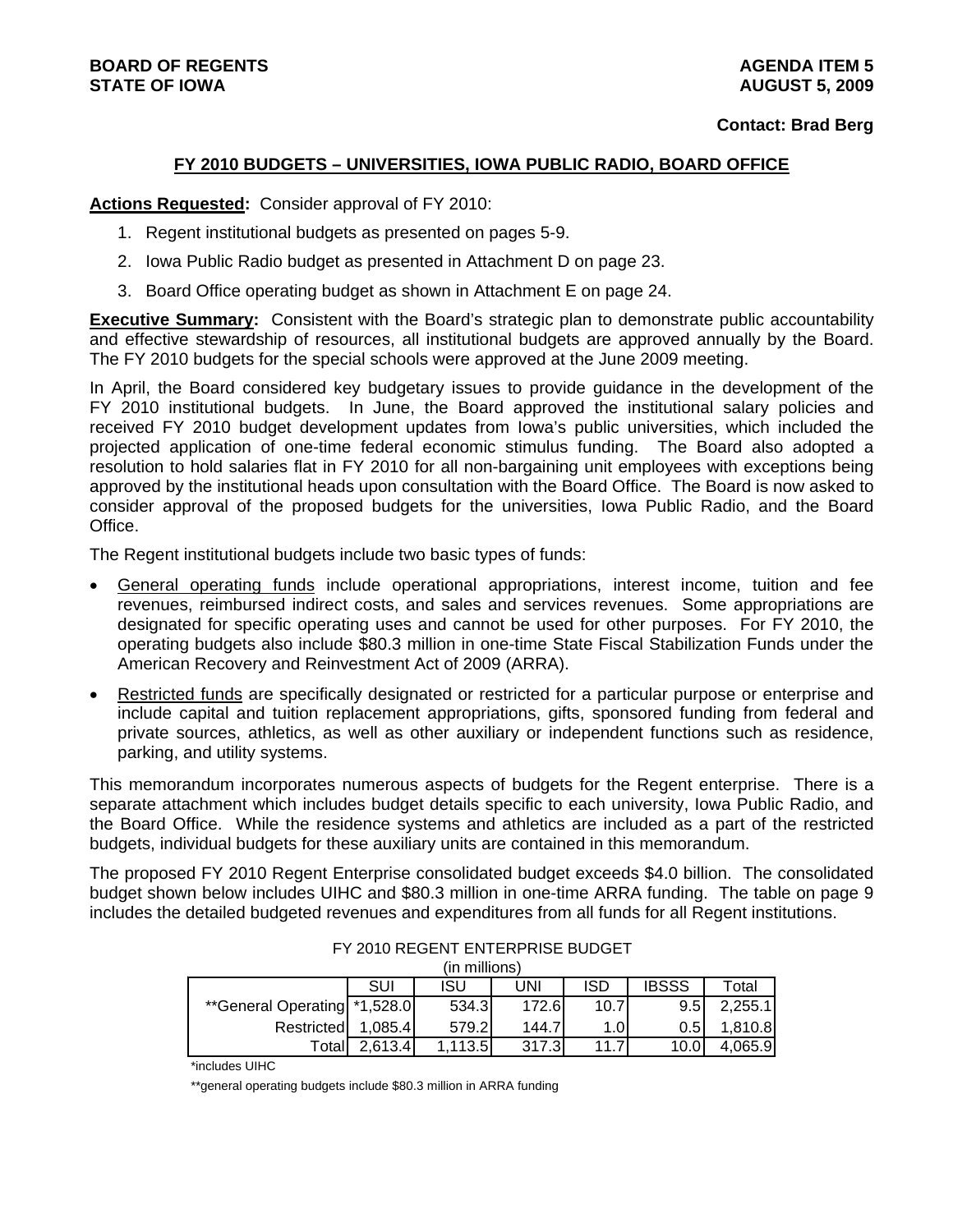**BOARD OF REGENTS**
**STATE OF IOWA**

**AGENDA ITEM 5**
**AUGUST 5, 2009**

**Contact: Brad Berg**

## FY 2010 BUDGETS – UNIVERSITIES, IOWA PUBLIC RADIO, BOARD OFFICE

**Actions Requested:** Consider approval of FY 2010:

1. Regent institutional budgets as presented on pages 5-9.
2. Iowa Public Radio budget as presented in Attachment D on page 23.
3. Board Office operating budget as shown in Attachment E on page 24.

**Executive Summary:** Consistent with the Board's strategic plan to demonstrate public accountability and effective stewardship of resources, all institutional budgets are approved annually by the Board. The FY 2010 budgets for the special schools were approved at the June 2009 meeting.

In April, the Board considered key budgetary issues to provide guidance in the development of the FY 2010 institutional budgets. In June, the Board approved the institutional salary policies and received FY 2010 budget development updates from Iowa's public universities, which included the projected application of one-time federal economic stimulus funding. The Board also adopted a resolution to hold salaries flat in FY 2010 for all non-bargaining unit employees with exceptions being approved by the institutional heads upon consultation with the Board Office. The Board is now asked to consider approval of the proposed budgets for the universities, Iowa Public Radio, and the Board Office.

The Regent institutional budgets include two basic types of funds:

- General operating funds include operational appropriations, interest income, tuition and fee revenues, reimbursed indirect costs, and sales and services revenues. Some appropriations are designated for specific operating uses and cannot be used for other purposes. For FY 2010, the operating budgets also include $80.3 million in one-time State Fiscal Stabilization Funds under the American Recovery and Reinvestment Act of 2009 (ARRA).
- Restricted funds are specifically designated or restricted for a particular purpose or enterprise and include capital and tuition replacement appropriations, gifts, sponsored funding from federal and private sources, athletics, as well as other auxiliary or independent functions such as residence, parking, and utility systems.

This memorandum incorporates numerous aspects of budgets for the Regent enterprise. There is a separate attachment which includes budget details specific to each university, Iowa Public Radio, and the Board Office. While the residence systems and athletics are included as a part of the restricted budgets, individual budgets for these auxiliary units are contained in this memorandum.

The proposed FY 2010 Regent Enterprise consolidated budget exceeds $4.0 billion. The consolidated budget shown below includes UIHC and $80.3 million in one-time ARRA funding. The table on page 9 includes the detailed budgeted revenues and expenditures from all funds for all Regent institutions.

FY 2010 REGENT ENTERPRISE BUDGET
(in millions)

| | SUI | ISU | UNI | ISD | IBSSS | Total |
|---|---|---|---|---|---|---|
| **General Operating | *1,528.0 | 534.3 | 172.6 | 10.7 | 9.5 | 2,255.1 |
| Restricted | 1,085.4 | 579.2 | 144.7 | 1.0 | 0.5 | 1,810.8 |
| Total | 2,613.4 | 1,113.5 | 317.3 | 11.7 | 10.0 | 4,065.9 |

*includes UIHC

**general operating budgets include $80.3 million in ARRA funding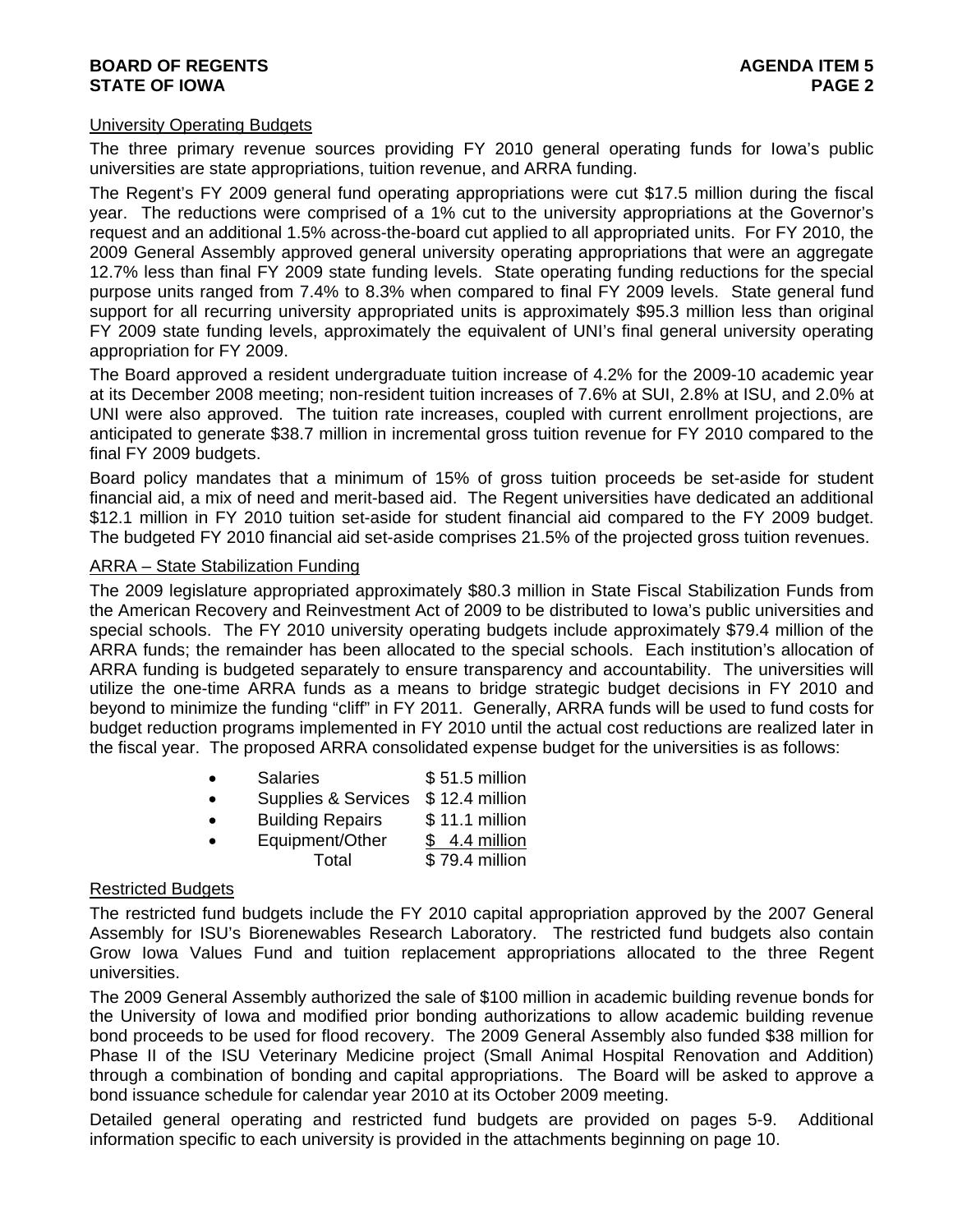## University Operating Budgets

The three primary revenue sources providing FY 2010 general operating funds for Iowa's public universities are state appropriations, tuition revenue, and ARRA funding.

The Regent's FY 2009 general fund operating appropriations were cut $17.5 million during the fiscal year. The reductions were comprised of a 1% cut to the university appropriations at the Governor's request and an additional 1.5% across-the-board cut applied to all appropriated units. For FY 2010, the 2009 General Assembly approved general university operating appropriations that were an aggregate 12.7% less than final FY 2009 state funding levels. State operating funding reductions for the special purpose units ranged from 7.4% to 8.3% when compared to final FY 2009 levels. State general fund support for all recurring university appropriated units is approximately $95.3 million less than original FY 2009 state funding levels, approximately the equivalent of UNI's final general university operating appropriation for FY 2009.

The Board approved a resident undergraduate tuition increase of 4.2% for the 2009-10 academic year at its December 2008 meeting; non-resident tuition increases of 7.6% at SUI, 2.8% at ISU, and 2.0% at UNI were also approved. The tuition rate increases, coupled with current enrollment projections, are anticipated to generate $38.7 million in incremental gross tuition revenue for FY 2010 compared to the final FY 2009 budgets.

Board policy mandates that a minimum of 15% of gross tuition proceeds be set-aside for student financial aid, a mix of need and merit-based aid. The Regent universities have dedicated an additional $12.1 million in FY 2010 tuition set-aside for student financial aid compared to the FY 2009 budget. The budgeted FY 2010 financial aid set-aside comprises 21.5% of the projected gross tuition revenues.

## ARRA – State Stabilization Funding

The 2009 legislature appropriated approximately $80.3 million in State Fiscal Stabilization Funds from the American Recovery and Reinvestment Act of 2009 to be distributed to Iowa's public universities and special schools. The FY 2010 university operating budgets include approximately $79.4 million of the ARRA funds; the remainder has been allocated to the special schools. Each institution's allocation of ARRA funding is budgeted separately to ensure transparency and accountability. The universities will utilize the one-time ARRA funds as a means to bridge strategic budget decisions in FY 2010 and beyond to minimize the funding "cliff" in FY 2011. Generally, ARRA funds will be used to fund costs for budget reduction programs implemented in FY 2010 until the actual cost reductions are realized later in the fiscal year. The proposed ARRA consolidated expense budget for the universities is as follows:

- Salaries $ 51.5 million
- Supplies & Services $ 12.4 million
- Building Repairs $ 11.1 million
- Equipment/Other $ 4.4 million

Total $ 79.4 million

## Restricted Budgets

The restricted fund budgets include the FY 2010 capital appropriation approved by the 2007 General Assembly for ISU's Biorenewables Research Laboratory. The restricted fund budgets also contain Grow Iowa Values Fund and tuition replacement appropriations allocated to the three Regent universities.

The 2009 General Assembly authorized the sale of $100 million in academic building revenue bonds for the University of Iowa and modified prior bonding authorizations to allow academic building revenue bond proceeds to be used for flood recovery. The 2009 General Assembly also funded $38 million for Phase II of the ISU Veterinary Medicine project (Small Animal Hospital Renovation and Addition) through a combination of bonding and capital appropriations. The Board will be asked to approve a bond issuance schedule for calendar year 2010 at its October 2009 meeting.

Detailed general operating and restricted fund budgets are provided on pages 5-9. Additional information specific to each university is provided in the attachments beginning on page 10.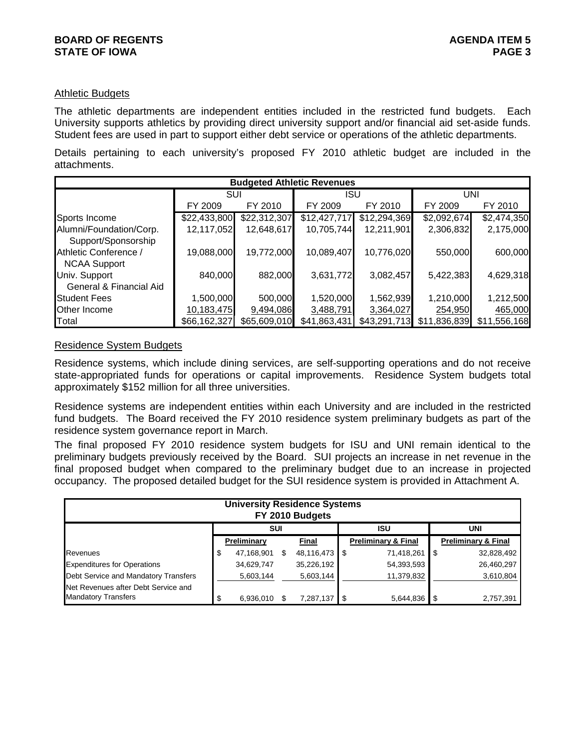## Athletic Budgets

The athletic departments are independent entities included in the restricted fund budgets. Each University supports athletics by providing direct university support and/or financial aid set-aside funds. Student fees are used in part to support either debt service or operations of the athletic departments.

Details pertaining to each university's proposed FY 2010 athletic budget are included in the attachments.

| Budgeted Athletic Revenues | | | | | | |
|---|---|---|---|---|---|---|
| | SUI | | ISU | | UNI | |
| | FY 2009 | FY 2010 | FY 2009 | FY 2010 | FY 2009 | FY 2010 |
| Sports Income | $22,433,800 | $22,312,307 | $12,427,717 | $12,294,369 | $2,092,674 | $2,474,350 |
| Alumni/Foundation/Corp. Support/Sponsorship | 12,117,052 | 12,648,617 | 10,705,744 | 12,211,901 | 2,306,832 | 2,175,000 |
| Athletic Conference / NCAA Support | 19,088,000 | 19,772,000 | 10,089,407 | 10,776,020 | 550,000 | 600,000 |
| Univ. Support General & Financial Aid | 840,000 | 882,000 | 3,631,772 | 3,082,457 | 5,422,383 | 4,629,318 |
| Student Fees | 1,500,000 | 500,000 | 1,520,000 | 1,562,939 | 1,210,000 | 1,212,500 |
| Other Income | 10,183,475 | 9,494,086 | 3,488,791 | 3,364,027 | 254,950 | 465,000 |
| Total | $66,162,327 | $65,609,010 | $41,863,431 | $43,291,713 | $11,836,839 | $11,556,168 |

## Residence System Budgets

Residence systems, which include dining services, are self-supporting operations and do not receive state-appropriated funds for operations or capital improvements. Residence System budgets total approximately $152 million for all three universities.

Residence systems are independent entities within each University and are included in the restricted fund budgets. The Board received the FY 2010 residence system preliminary budgets as part of the residence system governance report in March.

The final proposed FY 2010 residence system budgets for ISU and UNI remain identical to the preliminary budgets previously received by the Board. SUI projects an increase in net revenue in the final proposed budget when compared to the preliminary budget due to an increase in projected occupancy. The proposed detailed budget for the SUI residence system is provided in Attachment A.

| University Residence Systems FY 2010 Budgets | | | | |
|---|---|---|---|---|
| | SUI | | ISU | UNI |
| | Preliminary | Final | Preliminary & Final | Preliminary & Final |
| Revenues | $ 47,168,901 | $ 48,116,473 | $ 71,418,261 | $ 32,828,492 |
| Expenditures for Operations | 34,629,747 | 35,226,192 | 54,393,593 | 26,460,297 |
| Debt Service and Mandatory Transfers | 5,603,144 | 5,603,144 | 11,379,832 | 3,610,804 |
| Net Revenues after Debt Service and Mandatory Transfers | $ 6,936,010 | $ 7,287,137 | $ 5,644,836 | $ 2,757,391 |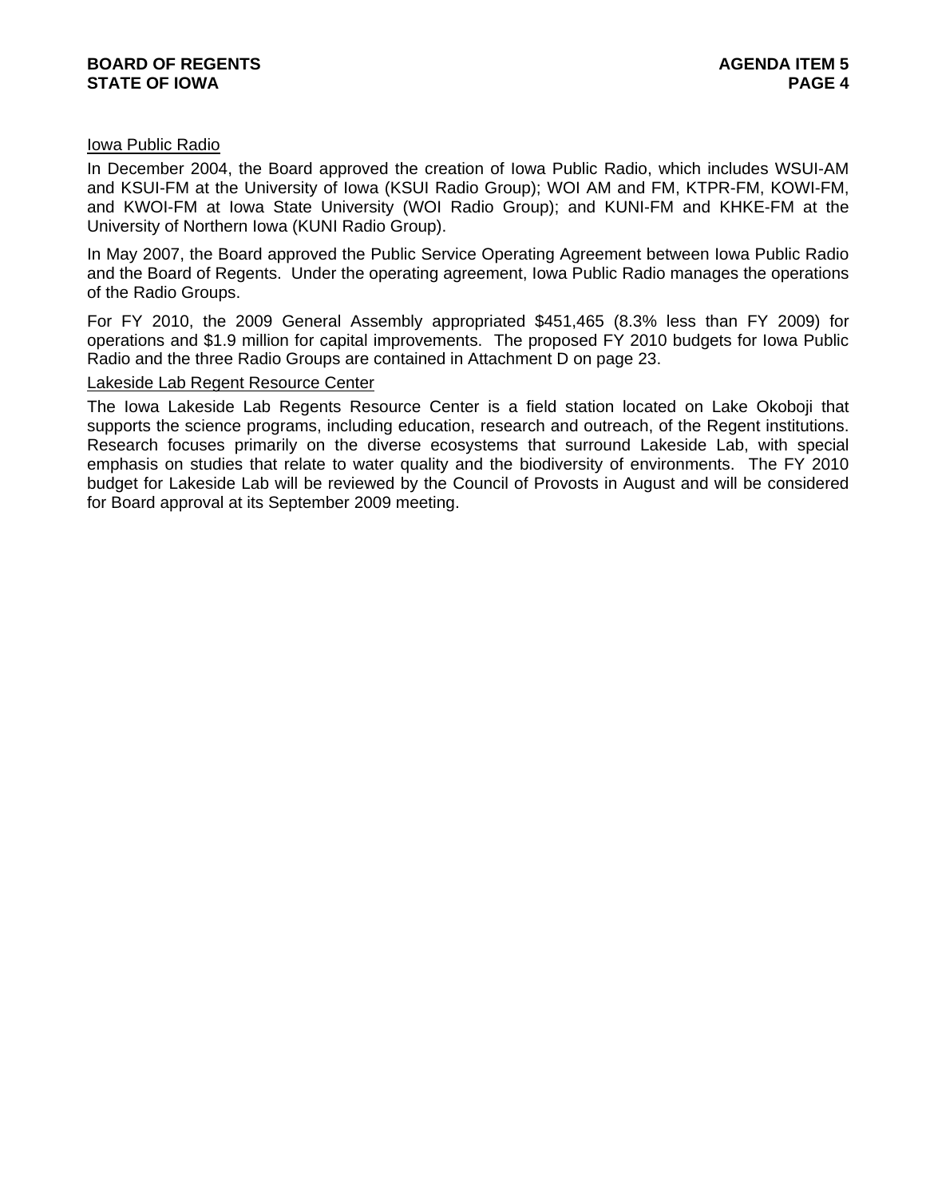Iowa Public Radio

In December 2004, the Board approved the creation of Iowa Public Radio, which includes WSUI-AM and KSUI-FM at the University of Iowa (KSUI Radio Group); WOI AM and FM, KTPR-FM, KOWI-FM, and KWOI-FM at Iowa State University (WOI Radio Group); and KUNI-FM and KHKE-FM at the University of Northern Iowa (KUNI Radio Group).

In May 2007, the Board approved the Public Service Operating Agreement between Iowa Public Radio and the Board of Regents. Under the operating agreement, Iowa Public Radio manages the operations of the Radio Groups.

For FY 2010, the 2009 General Assembly appropriated $451,465 (8.3% less than FY 2009) for operations and $1.9 million for capital improvements. The proposed FY 2010 budgets for Iowa Public Radio and the three Radio Groups are contained in Attachment D on page 23.

Lakeside Lab Regent Resource Center

The Iowa Lakeside Lab Regents Resource Center is a field station located on Lake Okoboji that supports the science programs, including education, research and outreach, of the Regent institutions. Research focuses primarily on the diverse ecosystems that surround Lakeside Lab, with special emphasis on studies that relate to water quality and the biodiversity of environments. The FY 2010 budget for Lakeside Lab will be reviewed by the Council of Provosts in August and will be considered for Board approval at its September 2009 meeting.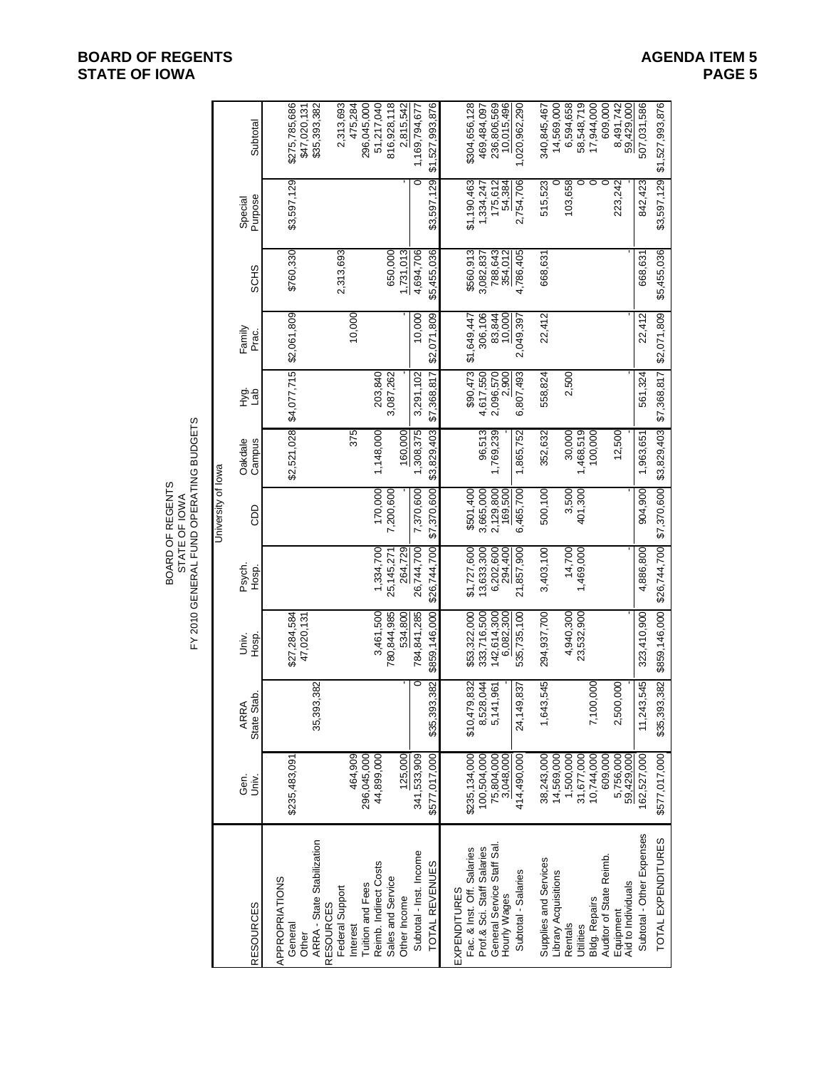BOARD OF REGENTS
STATE OF IOWA
FY 2010 GENERAL FUND OPERATING BUDGETS

| | University of Iowa | | | | | | | | | | |
|---|---|---|---|---|---|---|---|---|---|---|---|
| RESOURCES | Gen. Univ. | ARRA State Stab. | Univ. Hosp. | Psych. Hosp. | CDD | Oakdale Campus | Hyg. Lab | Family Prac. | SCHS | Special Purpose | Subtotal |
| APPROPRIATIONS | | | | | | | | | | | |
| General | $235,483,091 | | $27,284,584 | | | $2,521,028 | $4,077,715 | $2,061,809 | $760,330 | $3,597,129 | $275,785,686 |
| Other | | | 47,020,131 | | | | | | | | $47,020,131 |
| ARRA - State Stabilization | | 35,393,382 | | | | | | | | | $35,393,382 |
| RESOURCES | | | | | | | | | | | |
| Federal Support | | | | | | | | | 2,313,693 | | 2,313,693 |
| Interest | 464,909 | | | | | 375 | | 10,000 | | | 475,284 |
| Tuition and Fees | 296,045,000 | | | | | | | | | | 296,045,000 |
| Reimb. Indirect Costs | 44,899,000 | | 3,461,500 | 1,334,700 | 170,000 | 1,148,000 | 203,840 | | | | 51,217,040 |
| Sales and Service | | | 780,844,985 | 25,145,271 | 7,200,600 | | 3,087,262 | | 650,000 | | 816,928,118 |
| Other Income | 125,000 | | 534,800 | 264,729 | - | 160,000 | - | - | 1,731,013 | | 2,815,542 |
| Subtotal - Inst. Income | 341,533,909 | 0 | 784,841,285 | 26,744,700 | 7,370,600 | 1,308,375 | 3,291,102 | 10,000 | 4,694,706 | 0 | 1,169,794,677 |
| TOTAL REVENUES | $577,017,000 | $35,393,382 | $859,146,000 | $26,744,700 | $7,370,600 | $3,829,403 | $7,368,817 | $2,071,809 | $5,455,036 | $3,597,129 | $1,527,993,876 |
| EXPENDITURES | | | | | | | | | | | |
| Fac. & Inst. Off. Salaries | $235,134,000 | $10,479,832 | $53,322,000 | $1,727,600 | $501,400 | | $90,473 | $1,649,447 | $560,913 | $1,190,463 | $304,656,128 |
| Prof.& Sci. Staff Salaries | 100,504,000 | 8,528,044 | 333,716,500 | 13,633,300 | 3,665,000 | 96,513 | 4,617,550 | 306,106 | 3,082,837 | 1,334,247 | 469,484,097 |
| General Service Staff Sal. | 75,804,000 | 5,141,961 | 142,614,300 | 6,202,600 | 2,129,800 | 1,769,239 | 2,096,570 | 83,844 | 788,643 | 175,612 | 236,806,569 |
| Hourly Wages | 3,048,000 | - | 6,082,300 | 294,400 | 169,500 | - | 2,900 | 10,000 | 354,012 | 54,384 | 10,015,496 |
| Subtotal - Salaries | 414,490,000 | 24,149,837 | 535,735,100 | 21,857,900 | 6,465,700 | 1,865,752 | 6,807,493 | 2,049,397 | 4,786,405 | 2,754,706 | 1,020,962,290 |
| Supplies and Services | 38,243,000 | 1,643,545 | 294,937,700 | 3,403,100 | 500,100 | 352,632 | 558,824 | 22,412 | 668,631 | 515,523 | 340,845,467 |
| Library Acquisitions | 14,569,000 | | | | | | | | | 0 | 14,569,000 |
| Rentals | 1,500,000 | | 4,940,300 | 14,700 | 3,500 | 30,000 | 2,500 | | | 103,658 | 6,594,658 |
| Utilities | 31,677,000 | | 23,532,900 | 1,469,000 | 401,300 | 1,468,519 | | | | 0 | 58,548,719 |
| Bldg. Repairs | 10,744,000 | 7,100,000 | | | | 100,000 | | | | 0 | 17,944,000 |
| Auditor of State Reimb. | 609,000 | | | | | | | | | 0 | 609,000 |
| Equipment | 5,756,000 | 2,500,000 | | | | 12,500 | | | | 223,242 | 8,491,742 |
| Aid to Individuals | 59,429,000 | | - | - | - | | - | - | - | - | 59,429,000 |
| Subtotal - Other Expenses | 162,527,000 | 11,243,545 | 323,410,900 | 4,886,800 | 904,900 | 1,963,651 | 561,324 | 22,412 | 668,631 | 842,423 | 507,031,586 |
| TOTAL EXPENDITURES | $577,017,000 | $35,393,382 | $859,146,000 | $26,744,700 | $7,370,600 | $3,829,403 | $7,368,817 | $2,071,809 | $5,455,036 | $3,597,129 | $1,527,993,876 |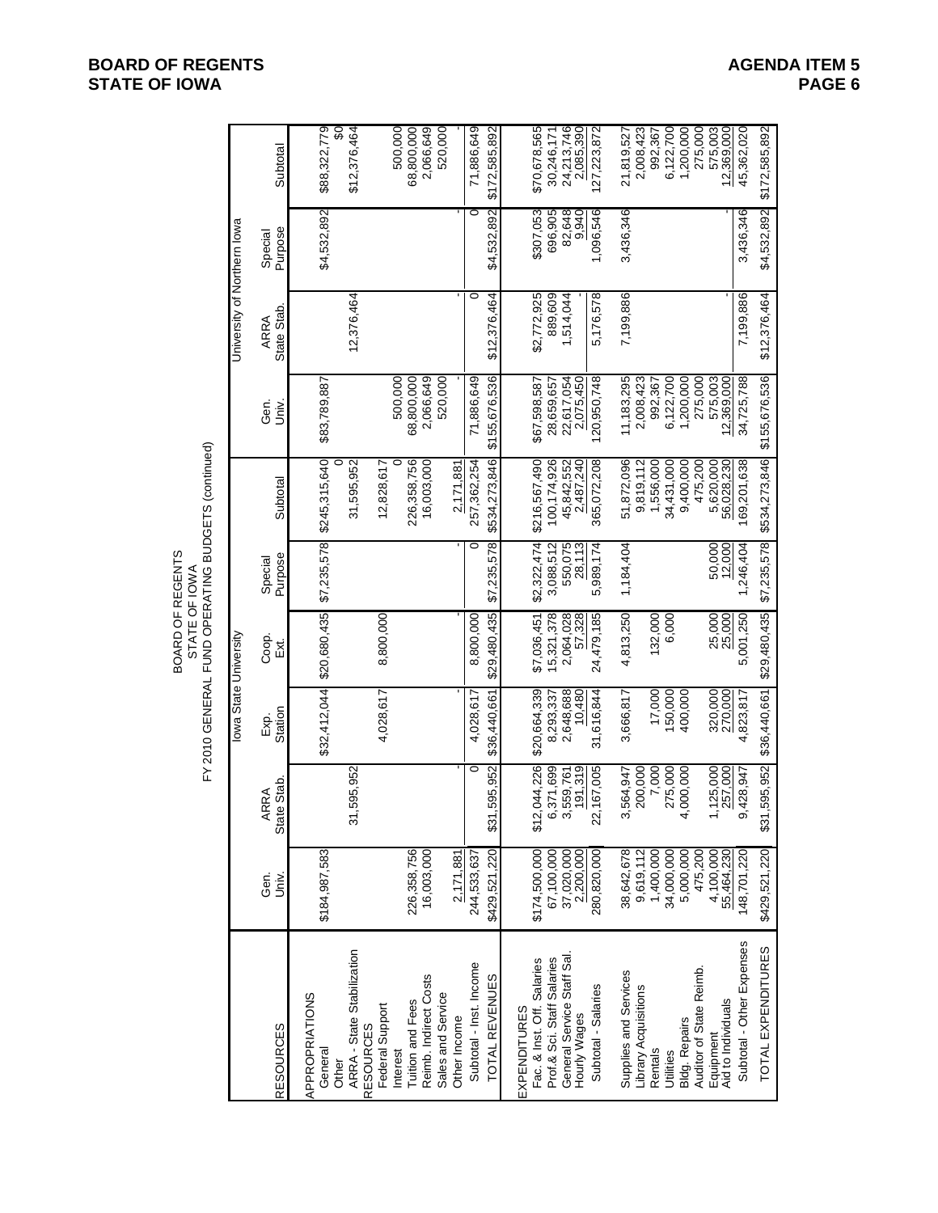BOARD OF REGENTS
STATE OF IOWA

AGENDA ITEM 5

BOARD OF REGENTS
STATE OF IOWA
FY 2010 GENERAL FUND OPERATING BUDGETS (continued)

| RESOURCES | Iowa State University | | | | | | University of Northern Iowa | | | |
|---|---|---|---|---|---|---|---|---|---|---|
| | Gen. Univ. | ARRA State Stab. | Exp. Station | Coop. Ext. | Special Purpose | Subtotal | Gen. Univ. | ARRA State Stab. | Special Purpose | Subtotal |
| APPROPRIATIONS | | | | | | | | | | |
| General | $184,987,583 | | $32,412,044 | $20,680,435 | $7,235,578 | $245,315,640 | $83,789,887 | | $4,532,892 | $88,322,779 |
| Other | | | | | | 0 | | | | $0 |
| ARRA - State Stabilization | | 31,595,952 | | | | 31,595,952 | | 12,376,464 | | $12,376,464 |
| RESOURCES | | | | | | | | | | |
| Federal Support | | | 4,028,617 | 8,800,000 | | 12,828,617 | | | | |
| Interest | | | | | | 0 | 500,000 | | | 500,000 |
| Tuition and Fees | 226,358,756 | | | | | 226,358,756 | 68,800,000 | | | 68,800,000 |
| Reimb. Indirect Costs | 16,003,000 | | | | | 16,003,000 | 2,066,649 | | | 2,066,649 |
| Sales and Service | | | | | | | 520,000 | | | 520,000 |
| Other Income | 2,171,881 | | | | | 2,171,881 | - | - | - | - |
| Subtotal - Inst. Income | 244,533,637 | 0 | 4,028,617 | 8,800,000 | 0 | 257,362,254 | 71,886,649 | 0 | 0 | 71,886,649 |
| TOTAL REVENUES | $429,521,220 | $31,595,952 | $36,440,661 | $29,480,435 | $7,235,578 | $534,273,846 | $155,676,536 | $12,376,464 | $4,532,892 | $172,585,892 |
| EXPENDITURES | | | | | | | | | | |
| Fac. & Inst. Off. Salaries | $174,500,000 | $12,044,226 | $20,664,339 | $7,036,451 | $2,322,474 | $216,567,490 | $67,598,587 | $2,772,925 | $307,053 | $70,678,565 |
| Prof.& Sci. Staff Salaries | 67,100,000 | 6,371,699 | 8,293,337 | 15,321,378 | 3,088,512 | 100,174,926 | 28,659,657 | 889,609 | 696,905 | 30,246,171 |
| General Service Staff Sal. | 37,020,000 | 3,559,761 | 2,648,688 | 2,064,028 | 550,075 | 45,842,552 | 22,617,054 | 1,514,044 | 82,648 | 24,213,746 |
| Hourly Wages | 2,200,000 | 191,319 | 10,480 | 57,328 | 28,113 | 2,487,240 | 2,075,450 | - | 9,940 | 2,085,390 |
| Subtotal - Salaries | 280,820,000 | 22,167,005 | 31,616,844 | 24,479,185 | 5,989,174 | 365,072,208 | 120,950,748 | 5,176,578 | 1,096,546 | 127,223,872 |
| Supplies and Services | 38,642,678 | 3,564,947 | 3,666,817 | 4,813,250 | 1,184,404 | 51,872,096 | 11,183,295 | 7,199,886 | 3,436,346 | 21,819,527 |
| Library Acquisitions | 9,619,112 | 200,000 | | | | 9,819,112 | 2,008,423 | | | 2,008,423 |
| Rentals | 1,400,000 | 7,000 | 17,000 | 132,000 | | 1,556,000 | 992,367 | | | 992,367 |
| Utilities | 34,000,000 | 275,000 | 150,000 | 6,000 | | 34,431,000 | 6,122,700 | | | 6,122,700 |
| Bldg. Repairs | 5,000,000 | 4,000,000 | 400,000 | | | 9,400,000 | 1,200,000 | | | 1,200,000 |
| Auditor of State Reimb. | 475,200 | | | | | 475,200 | 275,000 | | | 275,000 |
| Equipment | 4,100,000 | 1,125,000 | 320,000 | 25,000 | 50,000 | 5,620,000 | 575,003 | | | 575,003 |
| Aid to Individuals | 55,464,230 | 257,000 | 270,000 | 25,000 | 12,000 | 56,028,230 | 12,369,000 | | - | 12,369,000 |
| Subtotal - Other Expenses | 148,701,220 | 9,428,947 | 4,823,817 | 5,001,250 | 1,246,404 | 169,201,638 | 34,725,788 | 7,199,886 | 3,436,346 | 45,362,020 |
| TOTAL EXPENDITURES | $429,521,220 | $31,595,952 | $36,440,661 | $29,480,435 | $7,235,578 | $534,273,846 | $155,676,536 | $12,376,464 | $4,532,892 | $172,585,892 |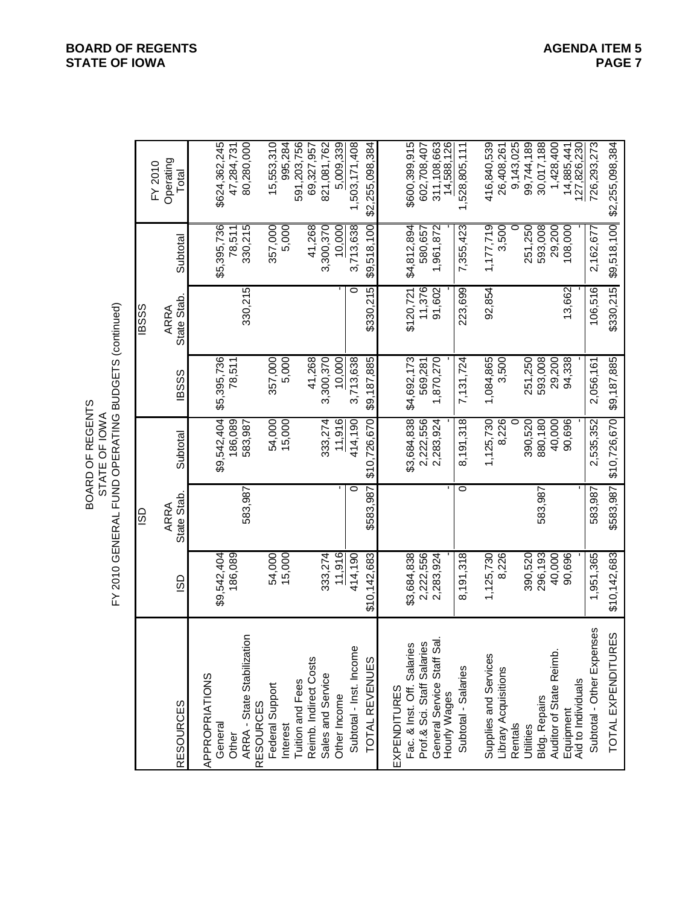BOARD OF REGENTS
STATE OF IOWA
FY 2010 GENERAL FUND OPERATING BUDGETS (continued)

| RESOURCES | ISD | ISD ARRA State Stab. | ISD Subtotal | IBSSS | IBSSS ARRA State Stab. | IBSSS Subtotal | FY 2010 Operating Total |
|---|---|---|---|---|---|---|---|
| APPROPRIATIONS | | | | | | | |
| General | $9,542,404 | | $9,542,404 | $5,395,736 | | $5,395,736 | $624,362,245 |
| Other | 186,089 | | 186,089 | 78,511 | | 78,511 | 47,284,731 |
| ARRA - State Stabilization | | 583,987 | 583,987 | | 330,215 | 330,215 | 80,280,000 |
| RESOURCES | | | | | | | |
| Federal Support | 54,000 | | 54,000 | 357,000 | | 357,000 | 15,553,310 |
| Interest | 15,000 | | 15,000 | 5,000 | | 5,000 | 995,284 |
| Tuition and Fees | | | | | | | 591,203,756 |
| Reimb. Indirect Costs | | | | 41,268 | | 41,268 | 69,327,957 |
| Sales and Service | 333,274 | | 333,274 | 3,300,370 | | 3,300,370 | 821,081,762 |
| Other Income | 11,916 | - | 11,916 | 10,000 | - | 10,000 | 5,009,339 |
| Subtotal - Inst. Income | 414,190 | 0 | 414,190 | 3,713,638 | 0 | 3,713,638 | 1,503,171,408 |
| TOTAL REVENUES | $10,142,683 | $583,987 | $10,726,670 | $9,187,885 | $330,215 | $9,518,100 | $2,255,098,384 |
| EXPENDITURES | | | | | | | |
| Fac. & Inst. Off. Salaries | $3,684,838 | | $3,684,838 | $4,692,173 | $120,721 | $4,812,894 | $600,399,915 |
| Prof.& Sci. Staff Salaries | 2,222,556 | | 2,222,556 | 569,281 | 11,376 | 580,657 | 602,708,407 |
| General Service Staff Sal. | 2,283,924 | | 2,283,924 | 1,870,270 | 91,602 | 1,961,872 | 311,108,663 |
| Hourly Wages | - | - | - | - | - | - | 14,588,126 |
| Subtotal - Salaries | 8,191,318 | 0 | 8,191,318 | 7,131,724 | 223,699 | 7,355,423 | 1,528,805,111 |
| Supplies and Services | 1,125,730 | | 1,125,730 | 1,084,865 | 92,854 | 1,177,719 | 416,840,539 |
| Library Acquisitions | 8,226 | | 8,226 | 3,500 | | 3,500 | 26,408,261 |
| Rentals | | | 0 | | | 0 | 9,143,025 |
| Utilities | 390,520 | | 390,520 | 251,250 | | 251,250 | 99,744,189 |
| Bldg. Repairs | 296,193 | 583,987 | 880,180 | 593,008 | | 593,008 | 30,017,188 |
| Auditor of State Reimb. | 40,000 | | 40,000 | 29,200 | | 29,200 | 1,428,400 |
| Equipment | 90,696 | | 90,696 | 94,338 | 13,662 | 108,000 | 14,885,441 |
| Aid to Individuals | - | - | - | - | - | - | 127,826,230 |
| Subtotal - Other Expenses | 1,951,365 | 583,987 | 2,535,352 | 2,056,161 | 106,516 | 2,162,677 | 726,293,273 |
| TOTAL EXPENDITURES | $10,142,683 | $583,987 | $10,726,670 | $9,187,885 | $330,215 | $9,518,100 | $2,255,098,384 |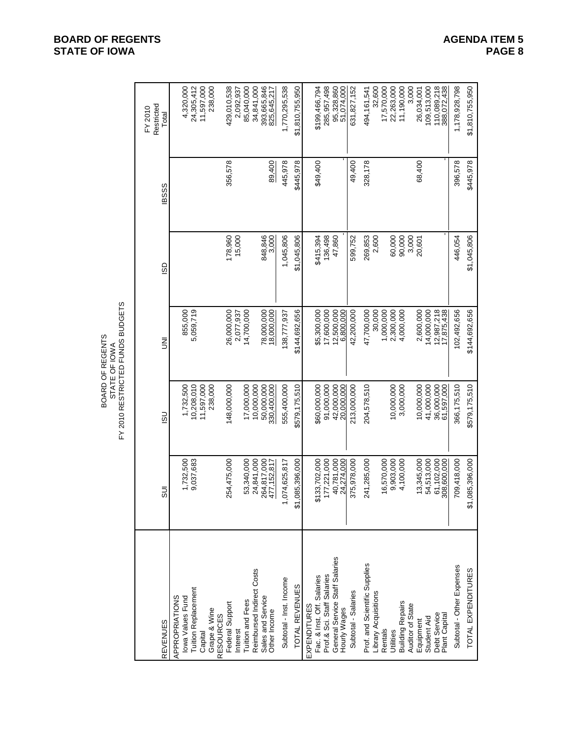BOARD OF REGENTS
STATE OF IOWA
FY 2010 RESTRICTED FUNDS BUDGETS

| REVENUES | SUI | ISU | UNI | ISD | IBSSS | FY 2010 Restricted Total |
|---|---|---|---|---|---|---|
| APPROPRIATIONS | | | | | | |
| Iowa Values Fund | 1,732,500 | 1,732,500 | 855,000 | | | 4,320,000 |
| Tuition Replacement | 9,037,683 | 10,208,010 | 5,059,719 | | | 24,305,412 |
| Capital | | 11,597,000 | | | | 11,597,000 |
| Grape & Wine | | 238,000 | | | | 238,000 |
| RESOURCES | | | | | | |
| Federal Support | 254,475,000 | 148,000,000 | 26,000,000 | 178,960 | 356,578 | 429,010,538 |
| Interest | | | 2,077,937 | 15,000 | | 2,092,937 |
| Tuition and Fees | 53,340,000 | 17,000,000 | 14,700,000 | | | 85,040,000 |
| Reimbursed Indirect Costs | 24,841,000 | 10,000,000 | | | | 34,841,000 |
| Sales and Service | 264,817,000 | 50,000,000 | 78,000,000 | 848,846 | | 393,665,846 |
| Other Income | 477,152,817 | 330,400,000 | 18,000,000 | 3,000 | 89,400 | 825,645,217 |
| Subtotal - Inst. Income | 1,074,625,817 | 555,400,000 | 138,777,937 | 1,045,806 | 445,978 | 1,770,295,538 |
| TOTAL REVENUES | $1,085,396,000 | $579,175,510 | $144,692,656 | $1,045,806 | $445,978 | $1,810,755,950 |
| EXPENDITURES | | | | | | |
| Fac. & Inst. Off. Salaries | $133,702,000 | $60,000,000 | $5,300,000 | $415,394 | $49,400 | $199,466,794 |
| Prof.& Sci. Staff Salaries | 177,221,000 | 91,000,000 | 17,600,000 | 136,498 | | 285,957,498 |
| General Service Staff Salaries | 40,781,000 | 42,000,000 | 12,500,000 | 47,860 | | 95,328,860 |
| Hourly Wages | 24,274,000 | 20,000,000 | 6,800,000 | - | - | 51,074,000 |
| Subtotal - Salaries | 375,978,000 | 213,000,000 | 42,200,000 | 599,752 | 49,400 | 631,827,152 |
| Prof. and Scientific Supplies | 241,285,000 | 204,578,510 | 47,700,000 | 269,853 | 328,178 | 494,161,541 |
| Library Acquisitions | | | 30,000 | 2,600 | | 32,600 |
| Rentals | 16,570,000 | | 1,000,000 | | | 17,570,000 |
| Utilities | 9,903,000 | 10,000,000 | 2,300,000 | 60,000 | | 22,263,000 |
| Building Repairs | 4,100,000 | 3,000,000 | 4,000,000 | 90,000 | | 11,190,000 |
| Auditor of State | | | | 3,000 | | 3,000 |
| Equipment | 13,345,000 | 10,000,000 | 2,600,000 | 20,601 | 68,400 | 26,034,001 |
| Student Aid | 54,513,000 | 41,000,000 | 14,000,000 | | | 109,513,000 |
| Debt Service | 61,102,000 | 36,000,000 | 12,987,218 | | | 110,089,218 |
| Plant Capital | 308,600,000 | 61,597,000 | 17,875,438 | - | - | 388,072,438 |
| Subtotal - Other Expenses | 709,418,000 | 366,175,510 | 102,492,656 | 446,054 | 396,578 | 1,178,928,798 |
| TOTAL EXPENDITURES | $1,085,396,000 | $579,175,510 | $144,692,656 | $1,045,806 | $445,978 | $1,810,755,950 |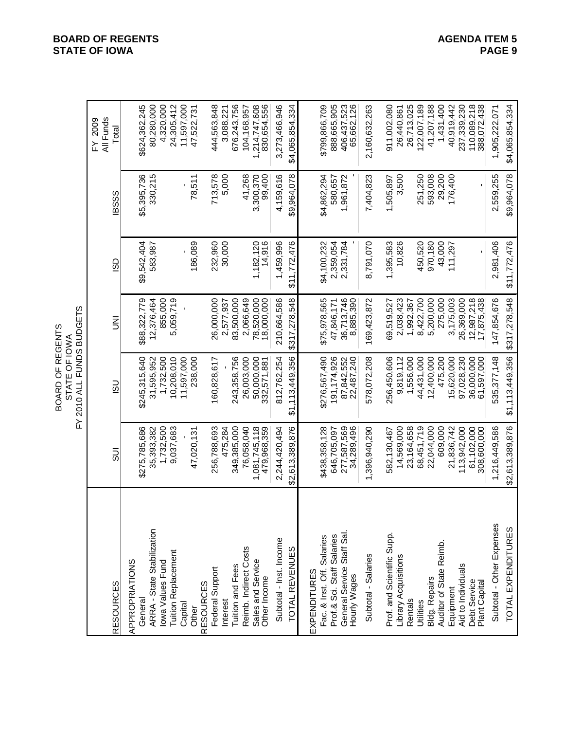**BOARD OF REGENTS**
**STATE OF IOWA**

**AGENDA ITEM 5**
**PAGE 9**

BOARD OF REGENTS
STATE OF IOWA
FY 2010 ALL FUNDS BUDGETS

| RESOURCES | SUI | ISU | UNI | ISD | IBSSS | FY 2009 All Funds Total |
|---|---|---|---|---|---|---|
| APPROPRIATIONS | | | | | | |
| General | $275,785,686 | $245,315,640 | $88,322,779 | $9,542,404 | $5,395,736 | $624,362,245 |
| ARRA - State Stabilization | 35,393,382 | 31,595,952 | 12,376,464 | 583,987 | 330,215 | 80,280,000 |
| Iowa Values Fund | 1,732,500 | 1,732,500 | 855,000 | | | 4,320,000 |
| Tuition Replacement | 9,037,683 | 10,208,010 | 5,059,719 | | | 24,305,412 |
| Capital | - | 11,597,000 | - | - | - | 11,597,000 |
| Other | 47,020,131 | 238,000 | | 186,089 | 78,511 | 47,522,731 |
| RESOURCES | | | | | | |
| Federal Support | 256,788,693 | 160,828,617 | 26,000,000 | 232,960 | 713,578 | 444,563,848 |
| Interest | 475,284 | - | 2,577,937 | 30,000 | 5,000 | 3,088,221 |
| Tuition and Fees | 349,385,000 | 243,358,756 | 83,500,000 | | | 676,243,756 |
| Reimb. Indirect Costs | 76,058,040 | 26,003,000 | 2,066,649 | | 41,268 | 104,168,957 |
| Sales and Service | 1,081,745,118 | 50,000,000 | 78,520,000 | 1,182,120 | 3,300,370 | 1,214,747,608 |
| Other Income | 479,968,359 | 332,571,881 | 18,000,000 | 14,916 | 99,400 | 830,654,556 |
| Subtotal - Inst. Income | 2,244,420,494 | 812,762,254 | 210,664,586 | 1,459,996 | 4,159,616 | 3,273,466,946 |
| TOTAL REVENUES | $2,613,389,876 | $1,113,449,356 | $317,278,548 | $11,772,476 | $9,964,078 | $4,065,854,334 |
| EXPENDITURES | | | | | | |
| Fac. & Inst. Off. Salaries | $438,358,128 | $276,567,490 | $75,978,565 | $4,100,232 | $4,862,294 | $799,866,709 |
| Prof.& Sci. Staff Salaries | 646,705,097 | 191,174,926 | 47,846,171 | 2,359,054 | 580,657 | 888,665,905 |
| General Service Staff Sal. | 277,587,569 | 87,842,552 | 36,713,746 | 2,331,784 | 1,961,872 | 406,437,523 |
| Hourly Wages | 34,289,496 | 22,487,240 | 8,885,390 | - | - | 65,662,126 |
| Subtotal - Salaries | 1,396,940,290 | 578,072,208 | 169,423,872 | 8,791,070 | 7,404,823 | 2,160,632,263 |
| Prof. and Scientific Supp. | 582,130,467 | 256,450,606 | 69,519,527 | 1,395,583 | 1,505,897 | 911,002,080 |
| Library Acquisitions | 14,569,000 | 9,819,112 | 2,038,423 | 10,826 | 3,500 | 26,440,861 |
| Rentals | 23,164,658 | 1,556,000 | 1,992,367 | | | 26,713,025 |
| Utilities | 68,451,719 | 44,431,000 | 8,422,700 | 450,520 | 251,250 | 122,007,189 |
| Bldg. Repairs | 22,044,000 | 12,400,000 | 5,200,000 | 970,180 | 593,008 | 41,207,188 |
| Auditor of State Reimb. | 609,000 | 475,200 | 275,000 | 43,000 | 29,200 | 1,431,400 |
| Equipment | 21,836,742 | 15,620,000 | 3,175,003 | 111,297 | 176,400 | 40,919,442 |
| Aid to Individuals | 113,942,000 | 97,028,230 | 26,369,000 | | | 237,339,230 |
| Debt Service | 61,102,000 | 36,000,000 | 12,987,218 | | | 110,089,218 |
| Plant Capital | 308,600,000 | 61,597,000 | 17,875,438 | - | - | 388,072,438 |
| Subtotal - Other Expenses | 1,216,449,586 | 535,377,148 | 147,854,676 | 2,981,406 | 2,559,255 | 1,905,222,071 |
| TOTAL EXPENDITURES | $2,613,389,876 | $1,113,449,356 | $317,278,548 | $11,772,476 | $9,964,078 | $4,065,854,334 |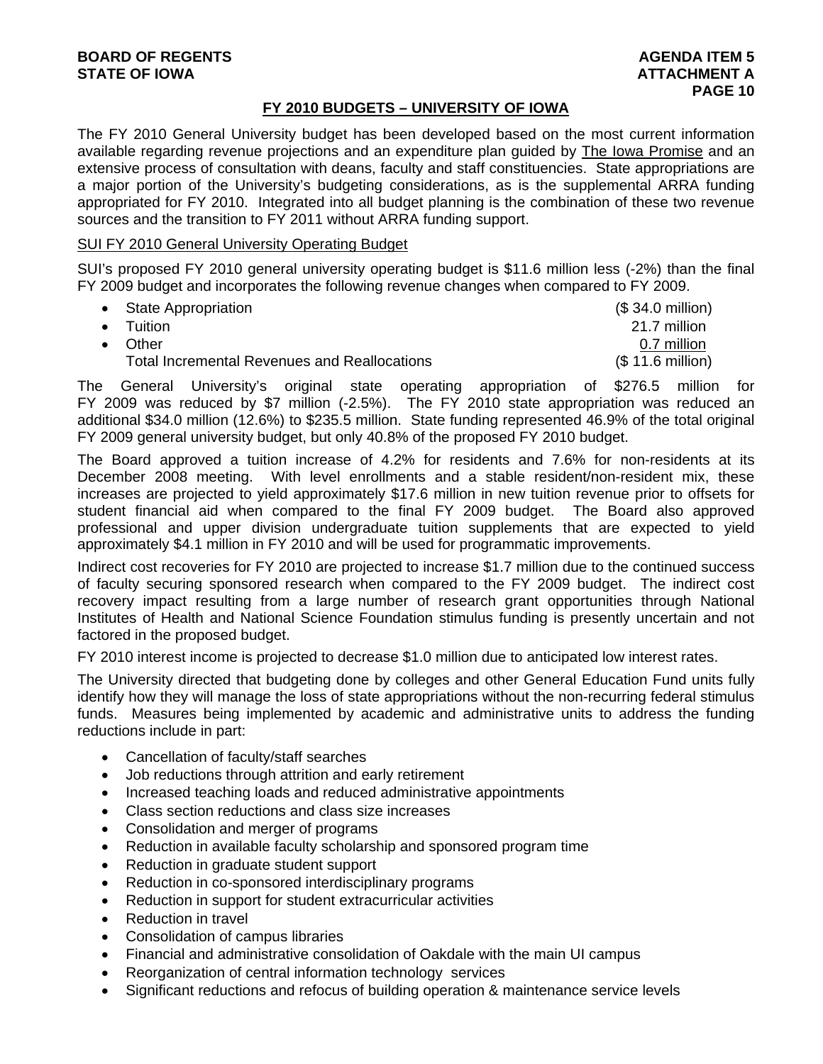## FY 2010 BUDGETS – UNIVERSITY OF IOWA

The FY 2010 General University budget has been developed based on the most current information available regarding revenue projections and an expenditure plan guided by The Iowa Promise and an extensive process of consultation with deans, faculty and staff constituencies. State appropriations are a major portion of the University's budgeting considerations, as is the supplemental ARRA funding appropriated for FY 2010. Integrated into all budget planning is the combination of these two revenue sources and the transition to FY 2011 without ARRA funding support.

### SUI FY 2010 General University Operating Budget

SUI's proposed FY 2010 general university operating budget is $11.6 million less (-2%) than the final FY 2009 budget and incorporates the following revenue changes when compared to FY 2009.

| | |
|---|---|
| • State Appropriation | ($ 34.0 million) |
| • Tuition | 21.7 million |
| • Other | 0.7 million |
| Total Incremental Revenues and Reallocations | ($ 11.6 million) |

The General University's original state operating appropriation of $276.5 million for FY 2009 was reduced by $7 million (-2.5%). The FY 2010 state appropriation was reduced an additional $34.0 million (12.6%) to $235.5 million. State funding represented 46.9% of the total original FY 2009 general university budget, but only 40.8% of the proposed FY 2010 budget.

The Board approved a tuition increase of 4.2% for residents and 7.6% for non-residents at its December 2008 meeting. With level enrollments and a stable resident/non-resident mix, these increases are projected to yield approximately $17.6 million in new tuition revenue prior to offsets for student financial aid when compared to the final FY 2009 budget. The Board also approved professional and upper division undergraduate tuition supplements that are expected to yield approximately $4.1 million in FY 2010 and will be used for programmatic improvements.

Indirect cost recoveries for FY 2010 are projected to increase $1.7 million due to the continued success of faculty securing sponsored research when compared to the FY 2009 budget. The indirect cost recovery impact resulting from a large number of research grant opportunities through National Institutes of Health and National Science Foundation stimulus funding is presently uncertain and not factored in the proposed budget.

FY 2010 interest income is projected to decrease $1.0 million due to anticipated low interest rates.

The University directed that budgeting done by colleges and other General Education Fund units fully identify how they will manage the loss of state appropriations without the non-recurring federal stimulus funds. Measures being implemented by academic and administrative units to address the funding reductions include in part:

- Cancellation of faculty/staff searches
- Job reductions through attrition and early retirement
- Increased teaching loads and reduced administrative appointments
- Class section reductions and class size increases
- Consolidation and merger of programs
- Reduction in available faculty scholarship and sponsored program time
- Reduction in graduate student support
- Reduction in co-sponsored interdisciplinary programs
- Reduction in support for student extracurricular activities
- Reduction in travel
- Consolidation of campus libraries
- Financial and administrative consolidation of Oakdale with the main UI campus
- Reorganization of central information technology services
- Significant reductions and refocus of building operation & maintenance service levels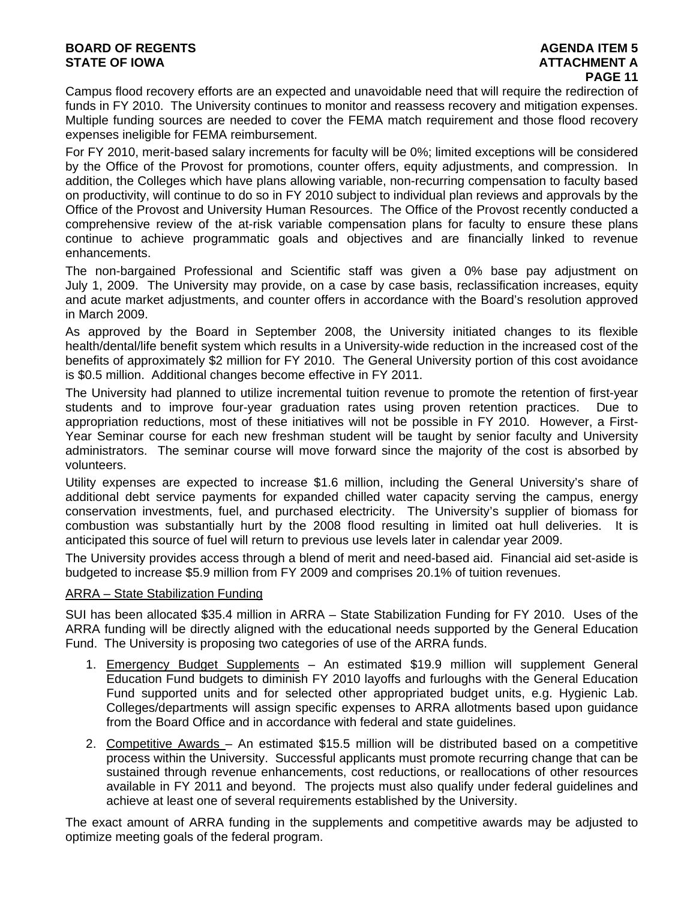Campus flood recovery efforts are an expected and unavoidable need that will require the redirection of funds in FY 2010. The University continues to monitor and reassess recovery and mitigation expenses. Multiple funding sources are needed to cover the FEMA match requirement and those flood recovery expenses ineligible for FEMA reimbursement.

For FY 2010, merit-based salary increments for faculty will be 0%; limited exceptions will be considered by the Office of the Provost for promotions, counter offers, equity adjustments, and compression. In addition, the Colleges which have plans allowing variable, non-recurring compensation to faculty based on productivity, will continue to do so in FY 2010 subject to individual plan reviews and approvals by the Office of the Provost and University Human Resources. The Office of the Provost recently conducted a comprehensive review of the at-risk variable compensation plans for faculty to ensure these plans continue to achieve programmatic goals and objectives and are financially linked to revenue enhancements.

The non-bargained Professional and Scientific staff was given a 0% base pay adjustment on July 1, 2009. The University may provide, on a case by case basis, reclassification increases, equity and acute market adjustments, and counter offers in accordance with the Board's resolution approved in March 2009.

As approved by the Board in September 2008, the University initiated changes to its flexible health/dental/life benefit system which results in a University-wide reduction in the increased cost of the benefits of approximately $2 million for FY 2010. The General University portion of this cost avoidance is $0.5 million. Additional changes become effective in FY 2011.

The University had planned to utilize incremental tuition revenue to promote the retention of first-year students and to improve four-year graduation rates using proven retention practices. Due to appropriation reductions, most of these initiatives will not be possible in FY 2010. However, a First-Year Seminar course for each new freshman student will be taught by senior faculty and University administrators. The seminar course will move forward since the majority of the cost is absorbed by volunteers.

Utility expenses are expected to increase $1.6 million, including the General University's share of additional debt service payments for expanded chilled water capacity serving the campus, energy conservation investments, fuel, and purchased electricity. The University's supplier of biomass for combustion was substantially hurt by the 2008 flood resulting in limited oat hull deliveries. It is anticipated this source of fuel will return to previous use levels later in calendar year 2009.

The University provides access through a blend of merit and need-based aid. Financial aid set-aside is budgeted to increase $5.9 million from FY 2009 and comprises 20.1% of tuition revenues.

ARRA – State Stabilization Funding

SUI has been allocated $35.4 million in ARRA – State Stabilization Funding for FY 2010. Uses of the ARRA funding will be directly aligned with the educational needs supported by the General Education Fund. The University is proposing two categories of use of the ARRA funds.

1. Emergency Budget Supplements – An estimated $19.9 million will supplement General Education Fund budgets to diminish FY 2010 layoffs and furloughs with the General Education Fund supported units and for selected other appropriated budget units, e.g. Hygienic Lab. Colleges/departments will assign specific expenses to ARRA allotments based upon guidance from the Board Office and in accordance with federal and state guidelines.
2. Competitive Awards – An estimated $15.5 million will be distributed based on a competitive process within the University. Successful applicants must promote recurring change that can be sustained through revenue enhancements, cost reductions, or reallocations of other resources available in FY 2011 and beyond. The projects must also qualify under federal guidelines and achieve at least one of several requirements established by the University.

The exact amount of ARRA funding in the supplements and competitive awards may be adjusted to optimize meeting goals of the federal program.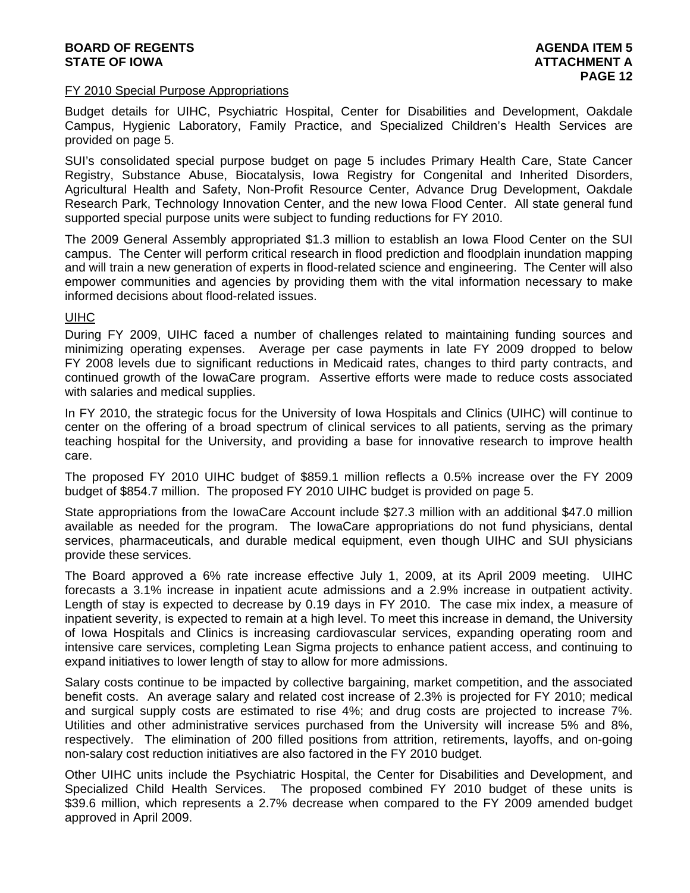## FY 2010 Special Purpose Appropriations

Budget details for UIHC, Psychiatric Hospital, Center for Disabilities and Development, Oakdale Campus, Hygienic Laboratory, Family Practice, and Specialized Children's Health Services are provided on page 5.

SUI's consolidated special purpose budget on page 5 includes Primary Health Care, State Cancer Registry, Substance Abuse, Biocatalysis, Iowa Registry for Congenital and Inherited Disorders, Agricultural Health and Safety, Non-Profit Resource Center, Advance Drug Development, Oakdale Research Park, Technology Innovation Center, and the new Iowa Flood Center. All state general fund supported special purpose units were subject to funding reductions for FY 2010.

The 2009 General Assembly appropriated $1.3 million to establish an Iowa Flood Center on the SUI campus. The Center will perform critical research in flood prediction and floodplain inundation mapping and will train a new generation of experts in flood-related science and engineering. The Center will also empower communities and agencies by providing them with the vital information necessary to make informed decisions about flood-related issues.

## UIHC

During FY 2009, UIHC faced a number of challenges related to maintaining funding sources and minimizing operating expenses. Average per case payments in late FY 2009 dropped to below FY 2008 levels due to significant reductions in Medicaid rates, changes to third party contracts, and continued growth of the IowaCare program. Assertive efforts were made to reduce costs associated with salaries and medical supplies.

In FY 2010, the strategic focus for the University of Iowa Hospitals and Clinics (UIHC) will continue to center on the offering of a broad spectrum of clinical services to all patients, serving as the primary teaching hospital for the University, and providing a base for innovative research to improve health care.

The proposed FY 2010 UIHC budget of $859.1 million reflects a 0.5% increase over the FY 2009 budget of $854.7 million. The proposed FY 2010 UIHC budget is provided on page 5.

State appropriations from the IowaCare Account include $27.3 million with an additional $47.0 million available as needed for the program. The IowaCare appropriations do not fund physicians, dental services, pharmaceuticals, and durable medical equipment, even though UIHC and SUI physicians provide these services.

The Board approved a 6% rate increase effective July 1, 2009, at its April 2009 meeting. UIHC forecasts a 3.1% increase in inpatient acute admissions and a 2.9% increase in outpatient activity. Length of stay is expected to decrease by 0.19 days in FY 2010. The case mix index, a measure of inpatient severity, is expected to remain at a high level. To meet this increase in demand, the University of Iowa Hospitals and Clinics is increasing cardiovascular services, expanding operating room and intensive care services, completing Lean Sigma projects to enhance patient access, and continuing to expand initiatives to lower length of stay to allow for more admissions.

Salary costs continue to be impacted by collective bargaining, market competition, and the associated benefit costs. An average salary and related cost increase of 2.3% is projected for FY 2010; medical and surgical supply costs are estimated to rise 4%; and drug costs are projected to increase 7%. Utilities and other administrative services purchased from the University will increase 5% and 8%, respectively. The elimination of 200 filled positions from attrition, retirements, layoffs, and on-going non-salary cost reduction initiatives are also factored in the FY 2010 budget.

Other UIHC units include the Psychiatric Hospital, the Center for Disabilities and Development, and Specialized Child Health Services. The proposed combined FY 2010 budget of these units is $39.6 million, which represents a 2.7% decrease when compared to the FY 2009 amended budget approved in April 2009.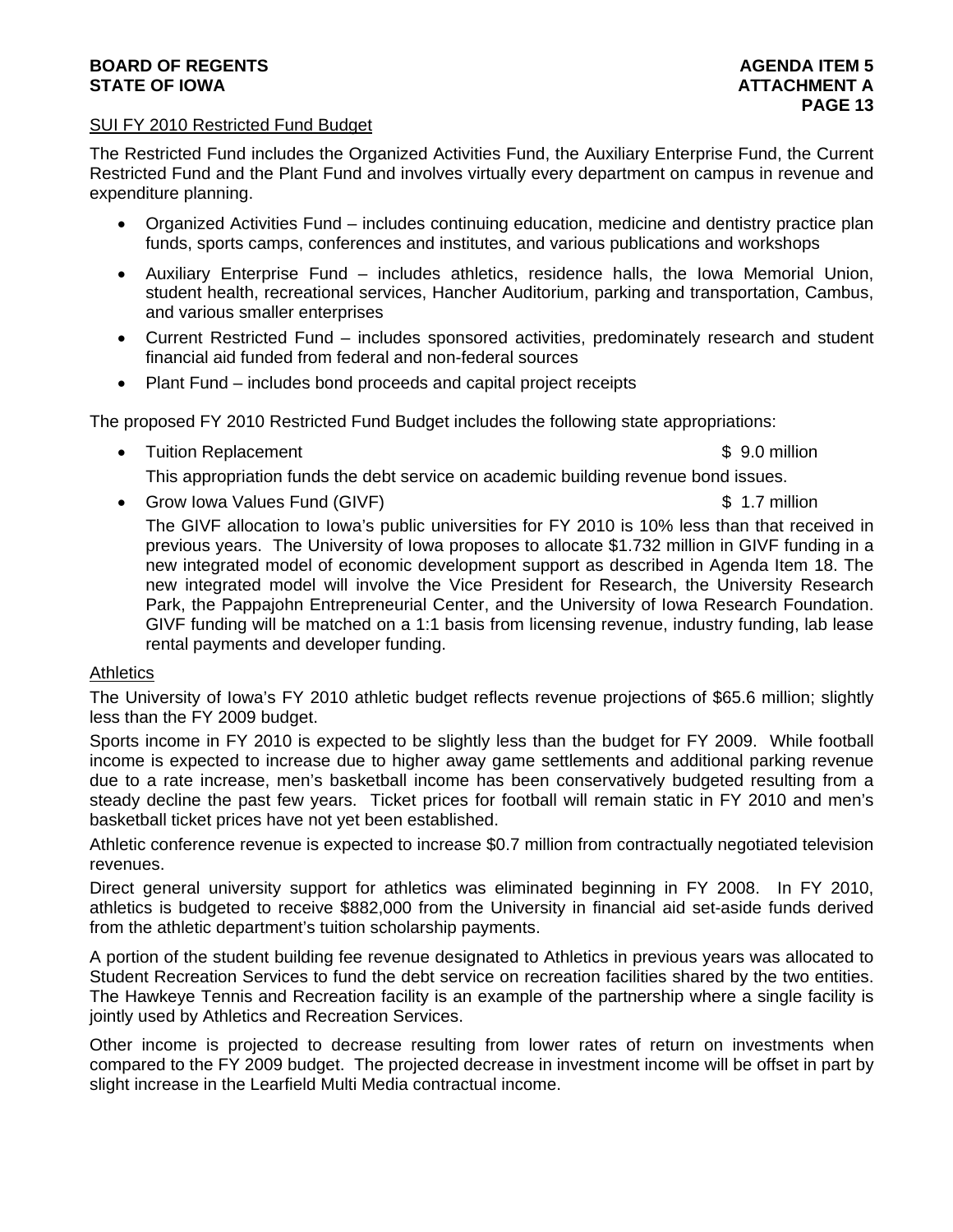## SUI FY 2010 Restricted Fund Budget

The Restricted Fund includes the Organized Activities Fund, the Auxiliary Enterprise Fund, the Current Restricted Fund and the Plant Fund and involves virtually every department on campus in revenue and expenditure planning.

- Organized Activities Fund – includes continuing education, medicine and dentistry practice plan funds, sports camps, conferences and institutes, and various publications and workshops
- Auxiliary Enterprise Fund – includes athletics, residence halls, the Iowa Memorial Union, student health, recreational services, Hancher Auditorium, parking and transportation, Cambus, and various smaller enterprises
- Current Restricted Fund – includes sponsored activities, predominately research and student financial aid funded from federal and non-federal sources
- Plant Fund – includes bond proceeds and capital project receipts

The proposed FY 2010 Restricted Fund Budget includes the following state appropriations:

- Tuition Replacement $ 9.0 million

  This appropriation funds the debt service on academic building revenue bond issues.

- Grow Iowa Values Fund (GIVF) $ 1.7 million

  The GIVF allocation to Iowa's public universities for FY 2010 is 10% less than that received in previous years. The University of Iowa proposes to allocate $1.732 million in GIVF funding in a new integrated model of economic development support as described in Agenda Item 18. The new integrated model will involve the Vice President for Research, the University Research Park, the Pappajohn Entrepreneurial Center, and the University of Iowa Research Foundation. GIVF funding will be matched on a 1:1 basis from licensing revenue, industry funding, lab lease rental payments and developer funding.

## Athletics

The University of Iowa's FY 2010 athletic budget reflects revenue projections of $65.6 million; slightly less than the FY 2009 budget.

Sports income in FY 2010 is expected to be slightly less than the budget for FY 2009. While football income is expected to increase due to higher away game settlements and additional parking revenue due to a rate increase, men's basketball income has been conservatively budgeted resulting from a steady decline the past few years. Ticket prices for football will remain static in FY 2010 and men's basketball ticket prices have not yet been established.

Athletic conference revenue is expected to increase $0.7 million from contractually negotiated television revenues.

Direct general university support for athletics was eliminated beginning in FY 2008. In FY 2010, athletics is budgeted to receive $882,000 from the University in financial aid set-aside funds derived from the athletic department's tuition scholarship payments.

A portion of the student building fee revenue designated to Athletics in previous years was allocated to Student Recreation Services to fund the debt service on recreation facilities shared by the two entities. The Hawkeye Tennis and Recreation facility is an example of the partnership where a single facility is jointly used by Athletics and Recreation Services.

Other income is projected to decrease resulting from lower rates of return on investments when compared to the FY 2009 budget. The projected decrease in investment income will be offset in part by slight increase in the Learfield Multi Media contractual income.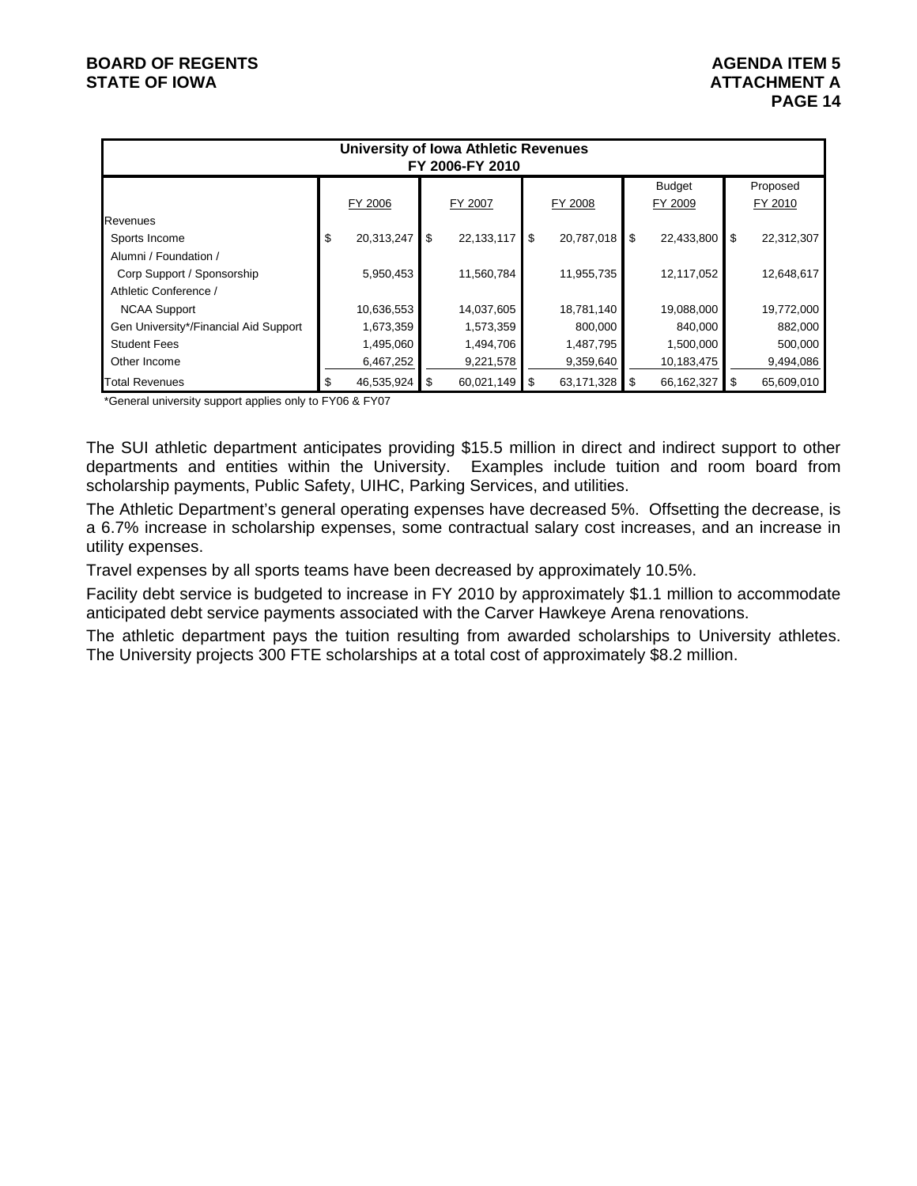| University of Iowa Athletic Revenues FY 2006-FY 2010 | | | | | |
|---|---|---|---|---|---|
| | FY 2006 | FY 2007 | FY 2008 | Budget FY 2009 | Proposed FY 2010 |
| Revenues | | | | | |
| Sports Income | $ 20,313,247 | $ 22,133,117 | $ 20,787,018 | $ 22,433,800 | $ 22,312,307 |
| Alumni / Foundation / Corp Support / Sponsorship | 5,950,453 | 11,560,784 | 11,955,735 | 12,117,052 | 12,648,617 |
| Athletic Conference / NCAA Support | 10,636,553 | 14,037,605 | 18,781,140 | 19,088,000 | 19,772,000 |
| Gen University*/Financial Aid Support | 1,673,359 | 1,573,359 | 800,000 | 840,000 | 882,000 |
| Student Fees | 1,495,060 | 1,494,706 | 1,487,795 | 1,500,000 | 500,000 |
| Other Income | 6,467,252 | 9,221,578 | 9,359,640 | 10,183,475 | 9,494,086 |
| Total Revenues | $ 46,535,924 | $ 60,021,149 | $ 63,171,328 | $ 66,162,327 | $ 65,609,010 |

*General university support applies only to FY06 & FY07

The SUI athletic department anticipates providing $15.5 million in direct and indirect support to other departments and entities within the University. Examples include tuition and room board from scholarship payments, Public Safety, UIHC, Parking Services, and utilities.

The Athletic Department's general operating expenses have decreased 5%. Offsetting the decrease, is a 6.7% increase in scholarship expenses, some contractual salary cost increases, and an increase in utility expenses.

Travel expenses by all sports teams have been decreased by approximately 10.5%.

Facility debt service is budgeted to increase in FY 2010 by approximately $1.1 million to accommodate anticipated debt service payments associated with the Carver Hawkeye Arena renovations.

The athletic department pays the tuition resulting from awarded scholarships to University athletes. The University projects 300 FTE scholarships at a total cost of approximately $8.2 million.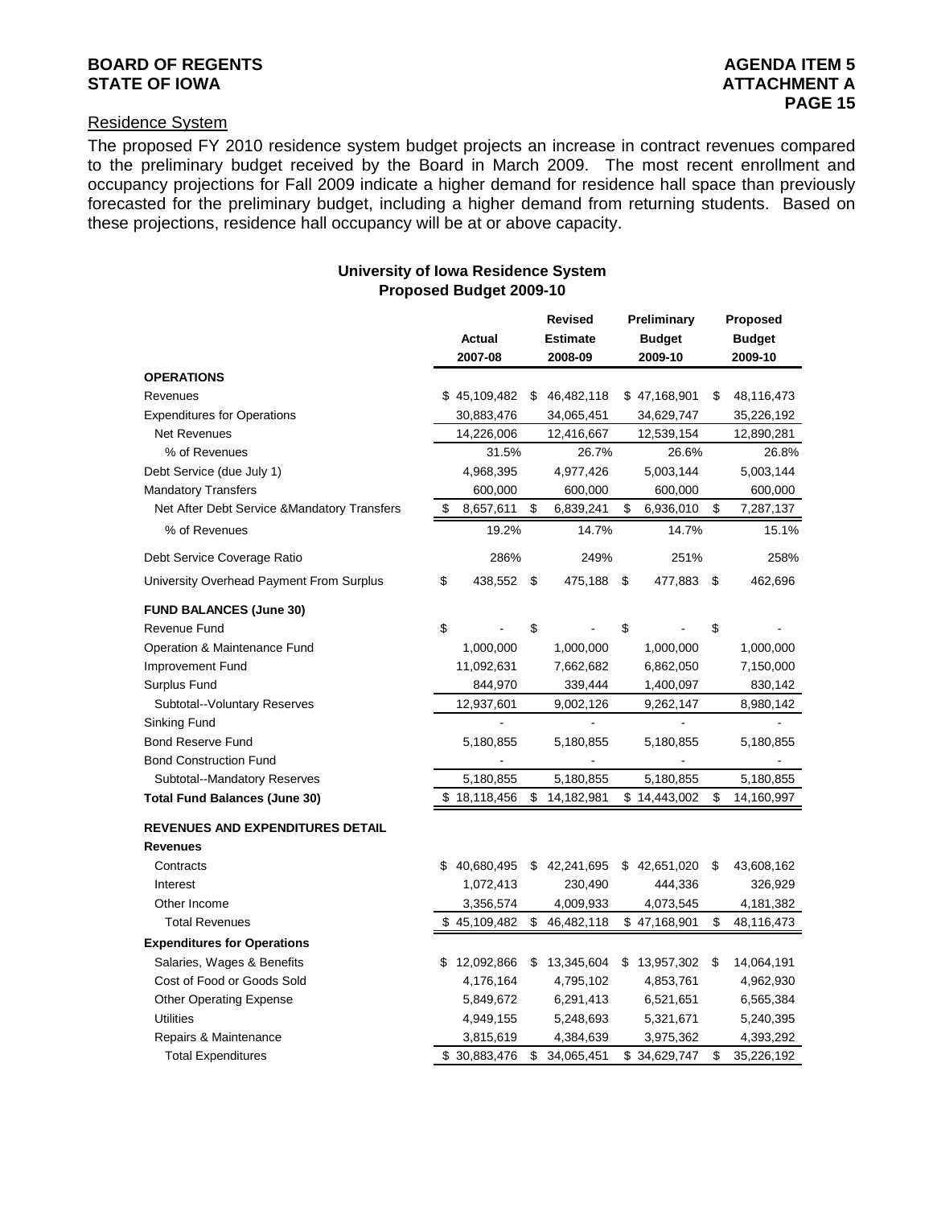## Residence System

The proposed FY 2010 residence system budget projects an increase in contract revenues compared to the preliminary budget received by the Board in March 2009. The most recent enrollment and occupancy projections for Fall 2009 indicate a higher demand for residence hall space than previously forecasted for the preliminary budget, including a higher demand from returning students. Based on these projections, residence hall occupancy will be at or above capacity.

**University of Iowa Residence System**
**Proposed Budget 2009-10**

| | Actual 2007-08 | Revised Estimate 2008-09 | Preliminary Budget 2009-10 | Proposed Budget 2009-10 |
|---|---|---|---|---|
| **OPERATIONS** | | | | |
| Revenues | $ 45,109,482 | $ 46,482,118 | $ 47,168,901 | $ 48,116,473 |
| Expenditures for Operations | 30,883,476 | 34,065,451 | 34,629,747 | 35,226,192 |
| Net Revenues | 14,226,006 | 12,416,667 | 12,539,154 | 12,890,281 |
| % of Revenues | 31.5% | 26.7% | 26.6% | 26.8% |
| Debt Service (due July 1) | 4,968,395 | 4,977,426 | 5,003,144 | 5,003,144 |
| Mandatory Transfers | 600,000 | 600,000 | 600,000 | 600,000 |
| Net After Debt Service &Mandatory Transfers | $ 8,657,611 | $ 6,839,241 | $ 6,936,010 | $ 7,287,137 |
| % of Revenues | 19.2% | 14.7% | 14.7% | 15.1% |
| Debt Service Coverage Ratio | 286% | 249% | 251% | 258% |
| University Overhead Payment From Surplus | $ 438,552 | $ 475,188 | $ 477,883 | $ 462,696 |
| **FUND BALANCES (June 30)** | | | | |
| Revenue Fund | $ - | $ - | $ - | $ - |
| Operation & Maintenance Fund | 1,000,000 | 1,000,000 | 1,000,000 | 1,000,000 |
| Improvement Fund | 11,092,631 | 7,662,682 | 6,862,050 | 7,150,000 |
| Surplus Fund | 844,970 | 339,444 | 1,400,097 | 830,142 |
| Subtotal--Voluntary Reserves | 12,937,601 | 9,002,126 | 9,262,147 | 8,980,142 |
| Sinking Fund | - | - | - | - |
| Bond Reserve Fund | 5,180,855 | 5,180,855 | 5,180,855 | 5,180,855 |
| Bond Construction Fund | - | - | - | - |
| Subtotal--Mandatory Reserves | 5,180,855 | 5,180,855 | 5,180,855 | 5,180,855 |
| **Total Fund Balances (June 30)** | $ 18,118,456 | $ 14,182,981 | $ 14,443,002 | $ 14,160,997 |
| **REVENUES AND EXPENDITURES DETAIL** | | | | |
| **Revenues** | | | | |
| Contracts | $ 40,680,495 | $ 42,241,695 | $ 42,651,020 | $ 43,608,162 |
| Interest | 1,072,413 | 230,490 | 444,336 | 326,929 |
| Other Income | 3,356,574 | 4,009,933 | 4,073,545 | 4,181,382 |
| Total Revenues | $ 45,109,482 | $ 46,482,118 | $ 47,168,901 | $ 48,116,473 |
| **Expenditures for Operations** | | | | |
| Salaries, Wages & Benefits | $ 12,092,866 | $ 13,345,604 | $ 13,957,302 | $ 14,064,191 |
| Cost of Food or Goods Sold | 4,176,164 | 4,795,102 | 4,853,761 | 4,962,930 |
| Other Operating Expense | 5,849,672 | 6,291,413 | 6,521,651 | 6,565,384 |
| Utilities | 4,949,155 | 5,248,693 | 5,321,671 | 5,240,395 |
| Repairs & Maintenance | 3,815,619 | 4,384,639 | 3,975,362 | 4,393,292 |
| Total Expenditures | $ 30,883,476 | $ 34,065,451 | $ 34,629,747 | $ 35,226,192 |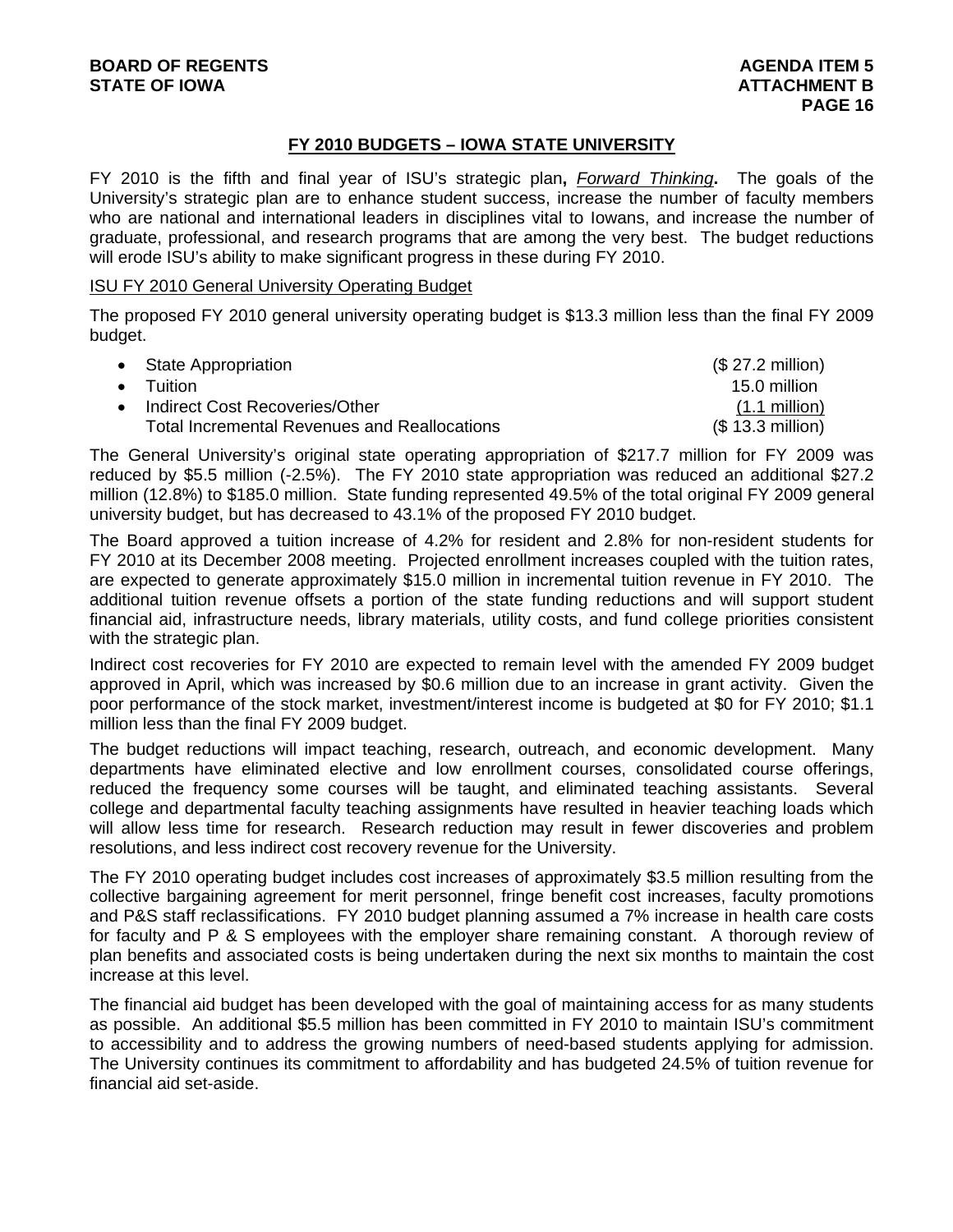## FY 2010 BUDGETS – IOWA STATE UNIVERSITY

FY 2010 is the fifth and final year of ISU's strategic plan**,** ***Forward Thinking*****.** The goals of the University's strategic plan are to enhance student success, increase the number of faculty members who are national and international leaders in disciplines vital to Iowans, and increase the number of graduate, professional, and research programs that are among the very best. The budget reductions will erode ISU's ability to make significant progress in these during FY 2010.

ISU FY 2010 General University Operating Budget

The proposed FY 2010 general university operating budget is $13.3 million less than the final FY 2009 budget.

| | |
|---|---|
| • State Appropriation | ($ 27.2 million) |
| • Tuition | 15.0 million |
| • Indirect Cost Recoveries/Other | (1.1 million) |
| Total Incremental Revenues and Reallocations | ($ 13.3 million) |

The General University's original state operating appropriation of $217.7 million for FY 2009 was reduced by $5.5 million (-2.5%). The FY 2010 state appropriation was reduced an additional $27.2 million (12.8%) to $185.0 million. State funding represented 49.5% of the total original FY 2009 general university budget, but has decreased to 43.1% of the proposed FY 2010 budget.

The Board approved a tuition increase of 4.2% for resident and 2.8% for non-resident students for FY 2010 at its December 2008 meeting. Projected enrollment increases coupled with the tuition rates, are expected to generate approximately $15.0 million in incremental tuition revenue in FY 2010. The additional tuition revenue offsets a portion of the state funding reductions and will support student financial aid, infrastructure needs, library materials, utility costs, and fund college priorities consistent with the strategic plan.

Indirect cost recoveries for FY 2010 are expected to remain level with the amended FY 2009 budget approved in April, which was increased by $0.6 million due to an increase in grant activity. Given the poor performance of the stock market, investment/interest income is budgeted at $0 for FY 2010; $1.1 million less than the final FY 2009 budget.

The budget reductions will impact teaching, research, outreach, and economic development. Many departments have eliminated elective and low enrollment courses, consolidated course offerings, reduced the frequency some courses will be taught, and eliminated teaching assistants. Several college and departmental faculty teaching assignments have resulted in heavier teaching loads which will allow less time for research. Research reduction may result in fewer discoveries and problem resolutions, and less indirect cost recovery revenue for the University.

The FY 2010 operating budget includes cost increases of approximately $3.5 million resulting from the collective bargaining agreement for merit personnel, fringe benefit cost increases, faculty promotions and P&S staff reclassifications. FY 2010 budget planning assumed a 7% increase in health care costs for faculty and P & S employees with the employer share remaining constant. A thorough review of plan benefits and associated costs is being undertaken during the next six months to maintain the cost increase at this level.

The financial aid budget has been developed with the goal of maintaining access for as many students as possible. An additional $5.5 million has been committed in FY 2010 to maintain ISU's commitment to accessibility and to address the growing numbers of need-based students applying for admission. The University continues its commitment to affordability and has budgeted 24.5% of tuition revenue for financial aid set-aside.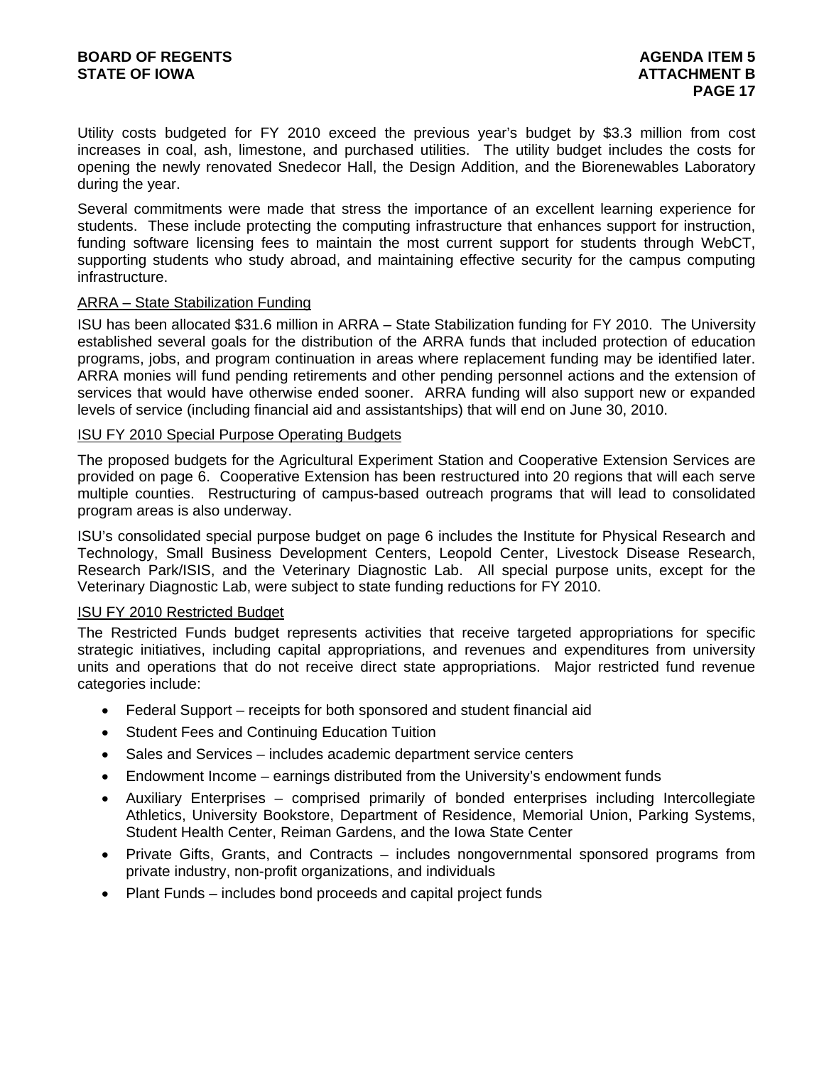Utility costs budgeted for FY 2010 exceed the previous year's budget by $3.3 million from cost increases in coal, ash, limestone, and purchased utilities. The utility budget includes the costs for opening the newly renovated Snedecor Hall, the Design Addition, and the Biorenewables Laboratory during the year.

Several commitments were made that stress the importance of an excellent learning experience for students. These include protecting the computing infrastructure that enhances support for instruction, funding software licensing fees to maintain the most current support for students through WebCT, supporting students who study abroad, and maintaining effective security for the campus computing infrastructure.

## ARRA – State Stabilization Funding

ISU has been allocated $31.6 million in ARRA – State Stabilization funding for FY 2010. The University established several goals for the distribution of the ARRA funds that included protection of education programs, jobs, and program continuation in areas where replacement funding may be identified later. ARRA monies will fund pending retirements and other pending personnel actions and the extension of services that would have otherwise ended sooner. ARRA funding will also support new or expanded levels of service (including financial aid and assistantships) that will end on June 30, 2010.

## ISU FY 2010 Special Purpose Operating Budgets

The proposed budgets for the Agricultural Experiment Station and Cooperative Extension Services are provided on page 6. Cooperative Extension has been restructured into 20 regions that will each serve multiple counties. Restructuring of campus-based outreach programs that will lead to consolidated program areas is also underway.

ISU's consolidated special purpose budget on page 6 includes the Institute for Physical Research and Technology, Small Business Development Centers, Leopold Center, Livestock Disease Research, Research Park/ISIS, and the Veterinary Diagnostic Lab. All special purpose units, except for the Veterinary Diagnostic Lab, were subject to state funding reductions for FY 2010.

## ISU FY 2010 Restricted Budget

The Restricted Funds budget represents activities that receive targeted appropriations for specific strategic initiatives, including capital appropriations, and revenues and expenditures from university units and operations that do not receive direct state appropriations. Major restricted fund revenue categories include:

- Federal Support – receipts for both sponsored and student financial aid
- Student Fees and Continuing Education Tuition
- Sales and Services – includes academic department service centers
- Endowment Income – earnings distributed from the University's endowment funds
- Auxiliary Enterprises – comprised primarily of bonded enterprises including Intercollegiate Athletics, University Bookstore, Department of Residence, Memorial Union, Parking Systems, Student Health Center, Reiman Gardens, and the Iowa State Center
- Private Gifts, Grants, and Contracts – includes nongovernmental sponsored programs from private industry, non-profit organizations, and individuals
- Plant Funds – includes bond proceeds and capital project funds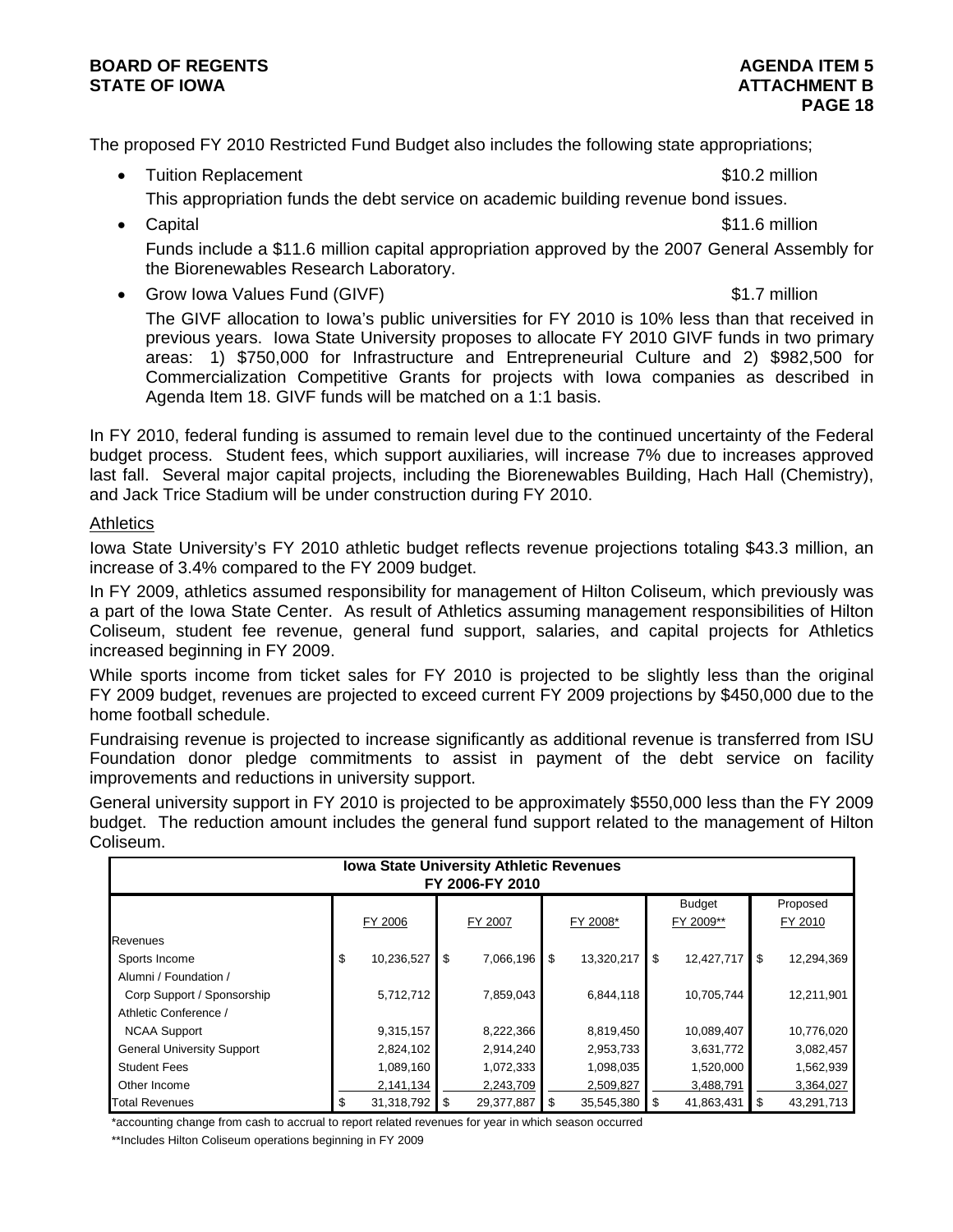The proposed FY 2010 Restricted Fund Budget also includes the following state appropriations;

- Tuition Replacement $10.2 million

  This appropriation funds the debt service on academic building revenue bond issues.

- Capital $11.6 million

  Funds include a $11.6 million capital appropriation approved by the 2007 General Assembly for the Biorenewables Research Laboratory.

- Grow Iowa Values Fund (GIVF) $1.7 million

  The GIVF allocation to Iowa's public universities for FY 2010 is 10% less than that received in previous years. Iowa State University proposes to allocate FY 2010 GIVF funds in two primary areas: 1) $750,000 for Infrastructure and Entrepreneurial Culture and 2) $982,500 for Commercialization Competitive Grants for projects with Iowa companies as described in Agenda Item 18. GIVF funds will be matched on a 1:1 basis.

In FY 2010, federal funding is assumed to remain level due to the continued uncertainty of the Federal budget process. Student fees, which support auxiliaries, will increase 7% due to increases approved last fall. Several major capital projects, including the Biorenewables Building, Hach Hall (Chemistry), and Jack Trice Stadium will be under construction during FY 2010.

Athletics

Iowa State University's FY 2010 athletic budget reflects revenue projections totaling $43.3 million, an increase of 3.4% compared to the FY 2009 budget.

In FY 2009, athletics assumed responsibility for management of Hilton Coliseum, which previously was a part of the Iowa State Center. As result of Athletics assuming management responsibilities of Hilton Coliseum, student fee revenue, general fund support, salaries, and capital projects for Athletics increased beginning in FY 2009.

While sports income from ticket sales for FY 2010 is projected to be slightly less than the original FY 2009 budget, revenues are projected to exceed current FY 2009 projections by $450,000 due to the home football schedule.

Fundraising revenue is projected to increase significantly as additional revenue is transferred from ISU Foundation donor pledge commitments to assist in payment of the debt service on facility improvements and reductions in university support.

General university support in FY 2010 is projected to be approximately $550,000 less than the FY 2009 budget. The reduction amount includes the general fund support related to the management of Hilton Coliseum.

**Iowa State University Athletic Revenues**
**FY 2006-FY 2010**

| | FY 2006 | FY 2007 | FY 2008* | Budget FY 2009** | Proposed FY 2010 |
|---|---|---|---|---|---|
| Revenues | | | | | |
| Sports Income | $ 10,236,527 | $ 7,066,196 | $ 13,320,217 | $ 12,427,717 | $ 12,294,369 |
| Alumni / Foundation / Corp Support / Sponsorship | 5,712,712 | 7,859,043 | 6,844,118 | 10,705,744 | 12,211,901 |
| Athletic Conference / NCAA Support | 9,315,157 | 8,222,366 | 8,819,450 | 10,089,407 | 10,776,020 |
| General University Support | 2,824,102 | 2,914,240 | 2,953,733 | 3,631,772 | 3,082,457 |
| Student Fees | 1,089,160 | 1,072,333 | 1,098,035 | 1,520,000 | 1,562,939 |
| Other Income | 2,141,134 | 2,243,709 | 2,509,827 | 3,488,791 | 3,364,027 |
| Total Revenues | $ 31,318,792 | $ 29,377,887 | $ 35,545,380 | $ 41,863,431 | $ 43,291,713 |

*accounting change from cash to accrual to report related revenues for year in which season occurred

**Includes Hilton Coliseum operations beginning in FY 2009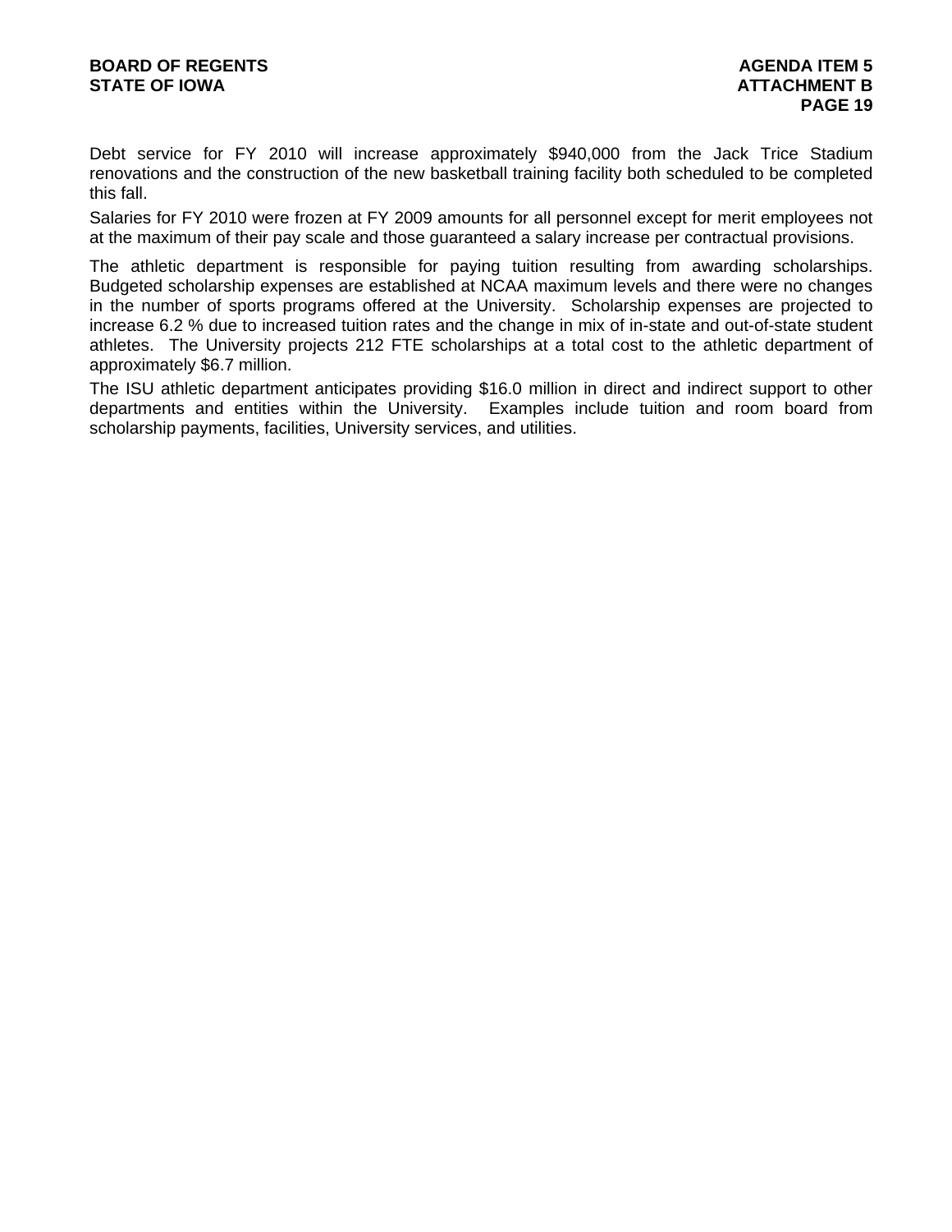Debt service for FY 2010 will increase approximately $940,000 from the Jack Trice Stadium renovations and the construction of the new basketball training facility both scheduled to be completed this fall.

Salaries for FY 2010 were frozen at FY 2009 amounts for all personnel except for merit employees not at the maximum of their pay scale and those guaranteed a salary increase per contractual provisions.

The athletic department is responsible for paying tuition resulting from awarding scholarships. Budgeted scholarship expenses are established at NCAA maximum levels and there were no changes in the number of sports programs offered at the University. Scholarship expenses are projected to increase 6.2 % due to increased tuition rates and the change in mix of in-state and out-of-state student athletes. The University projects 212 FTE scholarships at a total cost to the athletic department of approximately $6.7 million.

The ISU athletic department anticipates providing $16.0 million in direct and indirect support to other departments and entities within the University. Examples include tuition and room board from scholarship payments, facilities, University services, and utilities.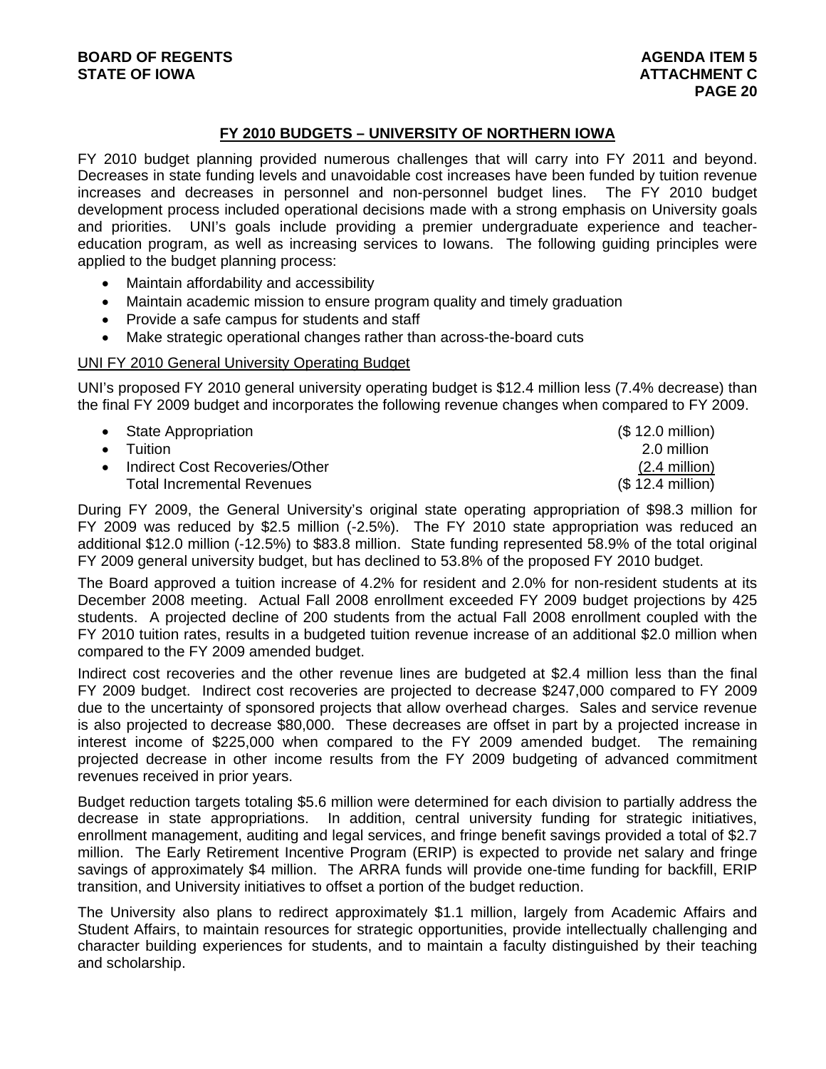## FY 2010 BUDGETS – UNIVERSITY OF NORTHERN IOWA

FY 2010 budget planning provided numerous challenges that will carry into FY 2011 and beyond. Decreases in state funding levels and unavoidable cost increases have been funded by tuition revenue increases and decreases in personnel and non-personnel budget lines. The FY 2010 budget development process included operational decisions made with a strong emphasis on University goals and priorities. UNI's goals include providing a premier undergraduate experience and teacher-education program, as well as increasing services to Iowans. The following guiding principles were applied to the budget planning process:

- Maintain affordability and accessibility
- Maintain academic mission to ensure program quality and timely graduation
- Provide a safe campus for students and staff
- Make strategic operational changes rather than across-the-board cuts

### UNI FY 2010 General University Operating Budget

UNI's proposed FY 2010 general university operating budget is $12.4 million less (7.4% decrease) than the final FY 2009 budget and incorporates the following revenue changes when compared to FY 2009.

| | |
|---|---|
| • State Appropriation | ($ 12.0 million) |
| • Tuition | 2.0 million |
| • Indirect Cost Recoveries/Other | (2.4 million) |
| Total Incremental Revenues | ($ 12.4 million) |

During FY 2009, the General University's original state operating appropriation of $98.3 million for FY 2009 was reduced by $2.5 million (-2.5%). The FY 2010 state appropriation was reduced an additional $12.0 million (-12.5%) to $83.8 million. State funding represented 58.9% of the total original FY 2009 general university budget, but has declined to 53.8% of the proposed FY 2010 budget.

The Board approved a tuition increase of 4.2% for resident and 2.0% for non-resident students at its December 2008 meeting. Actual Fall 2008 enrollment exceeded FY 2009 budget projections by 425 students. A projected decline of 200 students from the actual Fall 2008 enrollment coupled with the FY 2010 tuition rates, results in a budgeted tuition revenue increase of an additional $2.0 million when compared to the FY 2009 amended budget.

Indirect cost recoveries and the other revenue lines are budgeted at $2.4 million less than the final FY 2009 budget. Indirect cost recoveries are projected to decrease $247,000 compared to FY 2009 due to the uncertainty of sponsored projects that allow overhead charges. Sales and service revenue is also projected to decrease $80,000. These decreases are offset in part by a projected increase in interest income of $225,000 when compared to the FY 2009 amended budget. The remaining projected decrease in other income results from the FY 2009 budgeting of advanced commitment revenues received in prior years.

Budget reduction targets totaling $5.6 million were determined for each division to partially address the decrease in state appropriations. In addition, central university funding for strategic initiatives, enrollment management, auditing and legal services, and fringe benefit savings provided a total of $2.7 million. The Early Retirement Incentive Program (ERIP) is expected to provide net salary and fringe savings of approximately $4 million. The ARRA funds will provide one-time funding for backfill, ERIP transition, and University initiatives to offset a portion of the budget reduction.

The University also plans to redirect approximately $1.1 million, largely from Academic Affairs and Student Affairs, to maintain resources for strategic opportunities, provide intellectually challenging and character building experiences for students, and to maintain a faculty distinguished by their teaching and scholarship.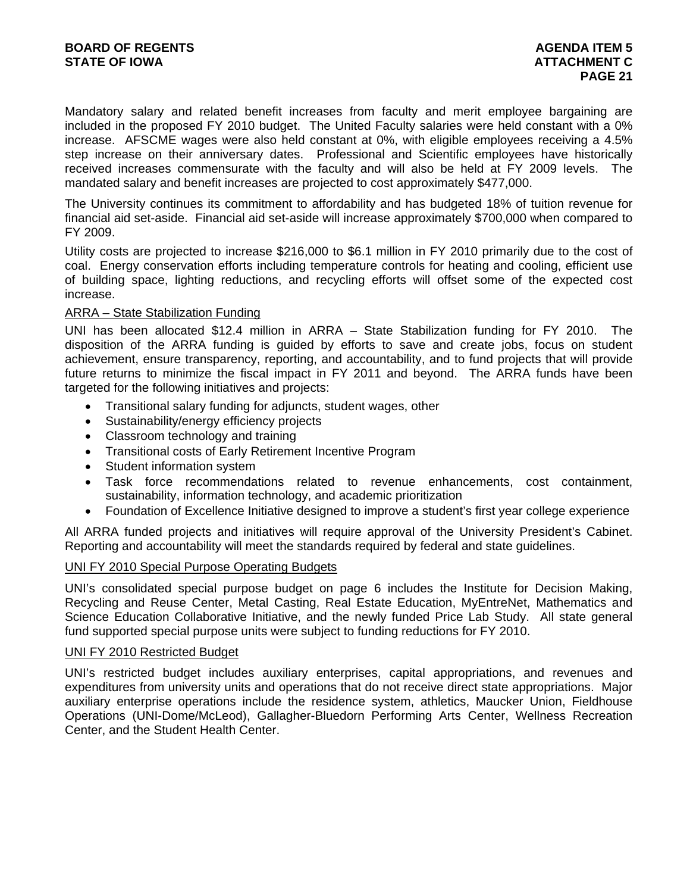Mandatory salary and related benefit increases from faculty and merit employee bargaining are included in the proposed FY 2010 budget. The United Faculty salaries were held constant with a 0% increase. AFSCME wages were also held constant at 0%, with eligible employees receiving a 4.5% step increase on their anniversary dates. Professional and Scientific employees have historically received increases commensurate with the faculty and will also be held at FY 2009 levels. The mandated salary and benefit increases are projected to cost approximately $477,000.

The University continues its commitment to affordability and has budgeted 18% of tuition revenue for financial aid set-aside. Financial aid set-aside will increase approximately $700,000 when compared to FY 2009.

Utility costs are projected to increase $216,000 to $6.1 million in FY 2010 primarily due to the cost of coal. Energy conservation efforts including temperature controls for heating and cooling, efficient use of building space, lighting reductions, and recycling efforts will offset some of the expected cost increase.

<u>ARRA – State Stabilization Funding</u>

UNI has been allocated $12.4 million in ARRA – State Stabilization funding for FY 2010. The disposition of the ARRA funding is guided by efforts to save and create jobs, focus on student achievement, ensure transparency, reporting, and accountability, and to fund projects that will provide future returns to minimize the fiscal impact in FY 2011 and beyond. The ARRA funds have been targeted for the following initiatives and projects:

- Transitional salary funding for adjuncts, student wages, other
- Sustainability/energy efficiency projects
- Classroom technology and training
- Transitional costs of Early Retirement Incentive Program
- Student information system
- Task force recommendations related to revenue enhancements, cost containment, sustainability, information technology, and academic prioritization
- Foundation of Excellence Initiative designed to improve a student's first year college experience

All ARRA funded projects and initiatives will require approval of the University President's Cabinet. Reporting and accountability will meet the standards required by federal and state guidelines.

<u>UNI FY 2010 Special Purpose Operating Budgets</u>

UNI's consolidated special purpose budget on page 6 includes the Institute for Decision Making, Recycling and Reuse Center, Metal Casting, Real Estate Education, MyEntreNet, Mathematics and Science Education Collaborative Initiative, and the newly funded Price Lab Study. All state general fund supported special purpose units were subject to funding reductions for FY 2010.

<u>UNI FY 2010 Restricted Budget</u>

UNI's restricted budget includes auxiliary enterprises, capital appropriations, and revenues and expenditures from university units and operations that do not receive direct state appropriations. Major auxiliary enterprise operations include the residence system, athletics, Maucker Union, Fieldhouse Operations (UNI-Dome/McLeod), Gallagher-Bluedorn Performing Arts Center, Wellness Recreation Center, and the Student Health Center.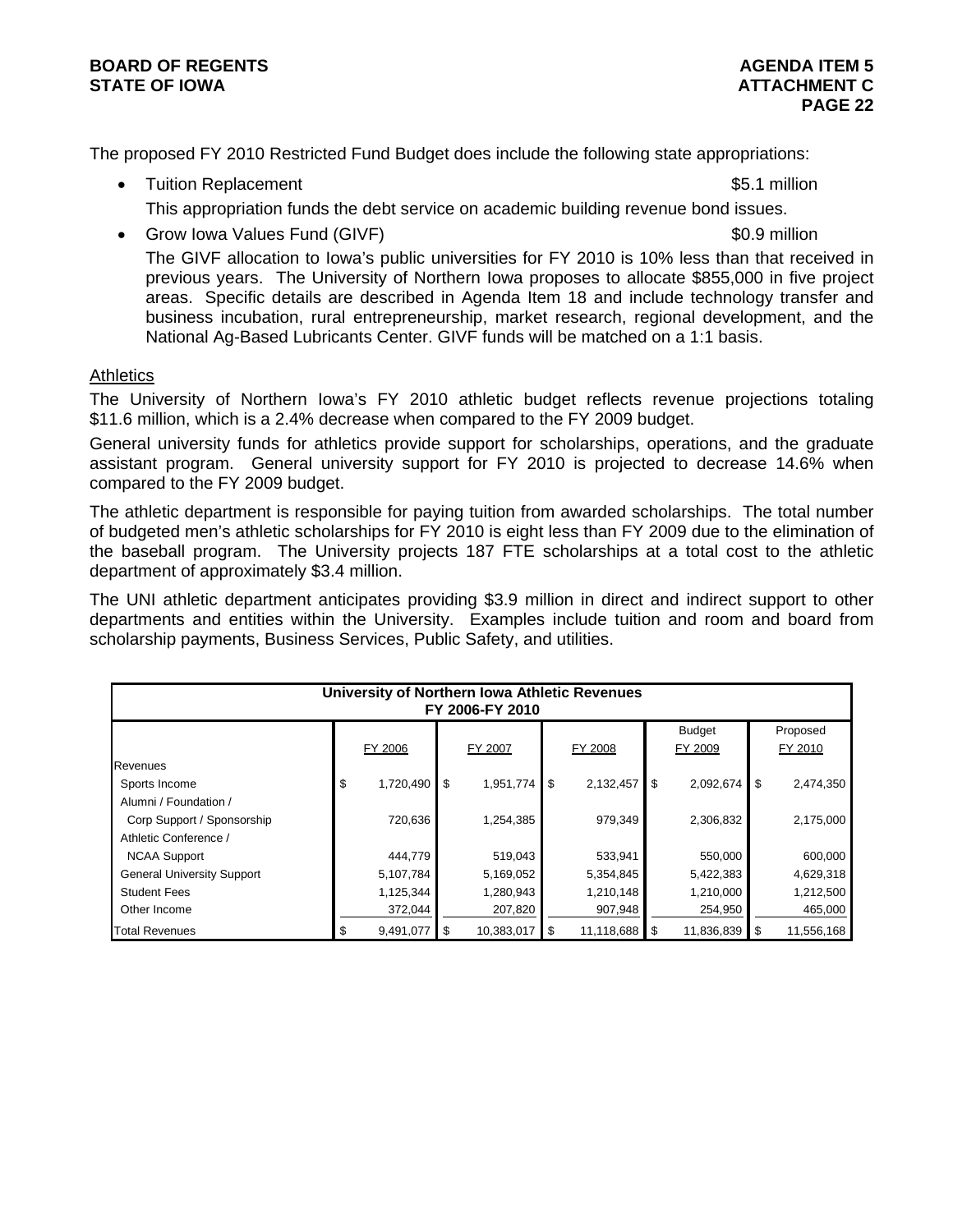The proposed FY 2010 Restricted Fund Budget does include the following state appropriations:

- Tuition Replacement $5.1 million

  This appropriation funds the debt service on academic building revenue bond issues.

- Grow Iowa Values Fund (GIVF) $0.9 million

  The GIVF allocation to Iowa's public universities for FY 2010 is 10% less than that received in previous years. The University of Northern Iowa proposes to allocate $855,000 in five project areas. Specific details are described in Agenda Item 18 and include technology transfer and business incubation, rural entrepreneurship, market research, regional development, and the National Ag-Based Lubricants Center. GIVF funds will be matched on a 1:1 basis.

## Athletics

The University of Northern Iowa's FY 2010 athletic budget reflects revenue projections totaling $11.6 million, which is a 2.4% decrease when compared to the FY 2009 budget.

General university funds for athletics provide support for scholarships, operations, and the graduate assistant program. General university support for FY 2010 is projected to decrease 14.6% when compared to the FY 2009 budget.

The athletic department is responsible for paying tuition from awarded scholarships. The total number of budgeted men's athletic scholarships for FY 2010 is eight less than FY 2009 due to the elimination of the baseball program. The University projects 187 FTE scholarships at a total cost to the athletic department of approximately $3.4 million.

The UNI athletic department anticipates providing $3.9 million in direct and indirect support to other departments and entities within the University. Examples include tuition and room and board from scholarship payments, Business Services, Public Safety, and utilities.

**University of Northern Iowa Athletic Revenues FY 2006-FY 2010**

| | FY 2006 | FY 2007 | FY 2008 | Budget FY 2009 | Proposed FY 2010 |
|---|---|---|---|---|---|
| Revenues | | | | | |
| Sports Income | $ 1,720,490 | $ 1,951,774 | $ 2,132,457 | $ 2,092,674 | $ 2,474,350 |
| Alumni / Foundation / Corp Support / Sponsorship | 720,636 | 1,254,385 | 979,349 | 2,306,832 | 2,175,000 |
| Athletic Conference / NCAA Support | 444,779 | 519,043 | 533,941 | 550,000 | 600,000 |
| General University Support | 5,107,784 | 5,169,052 | 5,354,845 | 5,422,383 | 4,629,318 |
| Student Fees | 1,125,344 | 1,280,943 | 1,210,148 | 1,210,000 | 1,212,500 |
| Other Income | 372,044 | 207,820 | 907,948 | 254,950 | 465,000 |
| Total Revenues | $ 9,491,077 | $ 10,383,017 | $ 11,118,688 | $ 11,836,839 | $ 11,556,168 |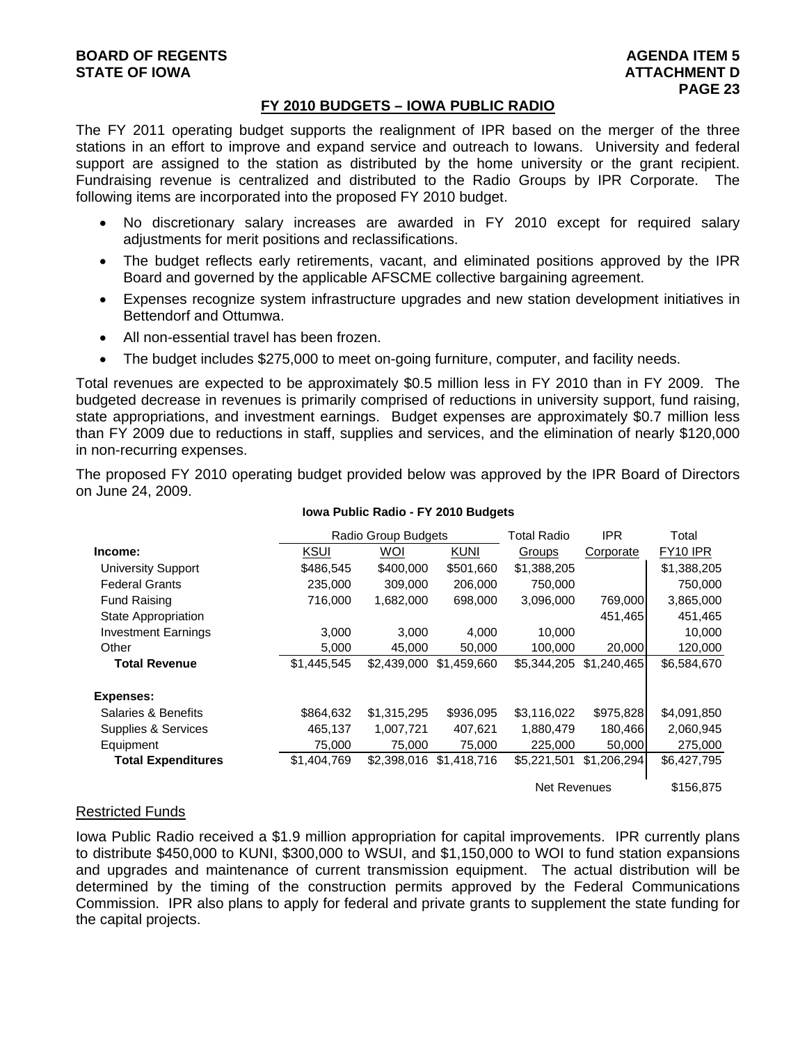## FY 2010 BUDGETS – IOWA PUBLIC RADIO

The FY 2011 operating budget supports the realignment of IPR based on the merger of the three stations in an effort to improve and expand service and outreach to Iowans. University and federal support are assigned to the station as distributed by the home university or the grant recipient. Fundraising revenue is centralized and distributed to the Radio Groups by IPR Corporate. The following items are incorporated into the proposed FY 2010 budget.

- No discretionary salary increases are awarded in FY 2010 except for required salary adjustments for merit positions and reclassifications.
- The budget reflects early retirements, vacant, and eliminated positions approved by the IPR Board and governed by the applicable AFSCME collective bargaining agreement.
- Expenses recognize system infrastructure upgrades and new station development initiatives in Bettendorf and Ottumwa.
- All non-essential travel has been frozen.
- The budget includes $275,000 to meet on-going furniture, computer, and facility needs.

Total revenues are expected to be approximately $0.5 million less in FY 2010 than in FY 2009. The budgeted decrease in revenues is primarily comprised of reductions in university support, fund raising, state appropriations, and investment earnings. Budget expenses are approximately $0.7 million less than FY 2009 due to reductions in staff, supplies and services, and the elimination of nearly $120,000 in non-recurring expenses.

The proposed FY 2010 operating budget provided below was approved by the IPR Board of Directors on June 24, 2009.

**Iowa Public Radio - FY 2010 Budgets**

| | Radio Group Budgets | | | Total Radio | IPR | Total |
|---|---|---|---|---|---|---|
| **Income:** | KSUI | WOI | KUNI | Groups | Corporate | FY10 IPR |
| University Support | $486,545 | $400,000 | $501,660 | $1,388,205 | | $1,388,205 |
| Federal Grants | 235,000 | 309,000 | 206,000 | 750,000 | | 750,000 |
| Fund Raising | 716,000 | 1,682,000 | 698,000 | 3,096,000 | 769,000 | 3,865,000 |
| State Appropriation | | | | | 451,465 | 451,465 |
| Investment Earnings | 3,000 | 3,000 | 4,000 | 10,000 | | 10,000 |
| Other | 5,000 | 45,000 | 50,000 | 100,000 | 20,000 | 120,000 |
| **Total Revenue** | $1,445,545 | $2,439,000 | $1,459,660 | $5,344,205 | $1,240,465 | $6,584,670 |
| | | | | | | |
| **Expenses:** | | | | | | |
| Salaries & Benefits | $864,632 | $1,315,295 | $936,095 | $3,116,022 | $975,828 | $4,091,850 |
| Supplies & Services | 465,137 | 1,007,721 | 407,621 | 1,880,479 | 180,466 | 2,060,945 |
| Equipment | 75,000 | 75,000 | 75,000 | 225,000 | 50,000 | 275,000 |
| **Total Expenditures** | $1,404,769 | $2,398,016 | $1,418,716 | $5,221,501 | $1,206,294 | $6,427,795 |
| | | | | Net Revenues | | $156,875 |

### Restricted Funds

Iowa Public Radio received a $1.9 million appropriation for capital improvements. IPR currently plans to distribute $450,000 to KUNI, $300,000 to WSUI, and $1,150,000 to WOI to fund station expansions and upgrades and maintenance of current transmission equipment. The actual distribution will be determined by the timing of the construction permits approved by the Federal Communications Commission. IPR also plans to apply for federal and private grants to supplement the state funding for the capital projects.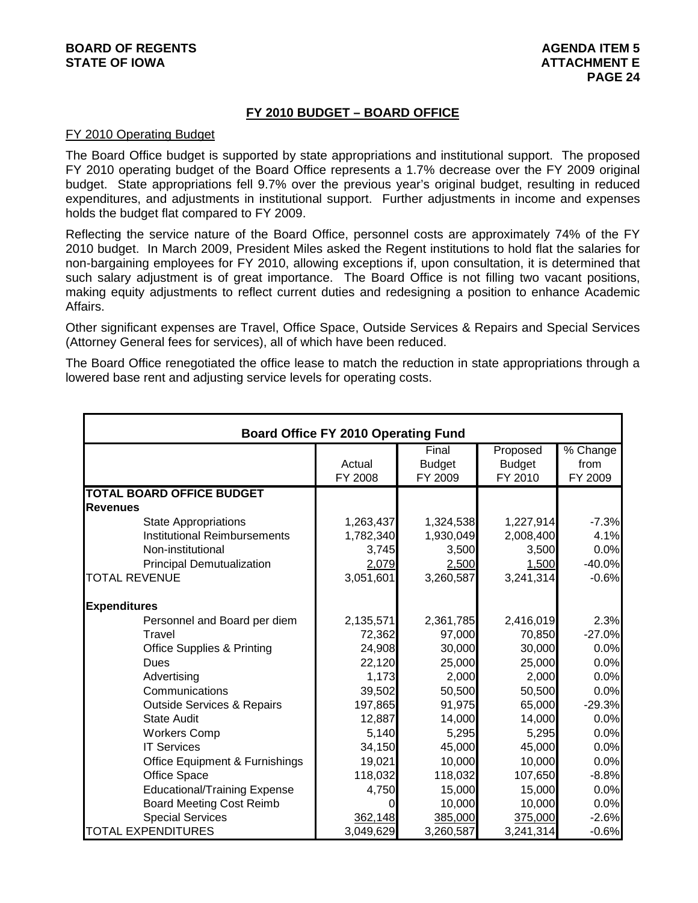## FY 2010 BUDGET – BOARD OFFICE

FY 2010 Operating Budget

The Board Office budget is supported by state appropriations and institutional support. The proposed FY 2010 operating budget of the Board Office represents a 1.7% decrease over the FY 2009 original budget. State appropriations fell 9.7% over the previous year's original budget, resulting in reduced expenditures, and adjustments in institutional support. Further adjustments in income and expenses holds the budget flat compared to FY 2009.

Reflecting the service nature of the Board Office, personnel costs are approximately 74% of the FY 2010 budget. In March 2009, President Miles asked the Regent institutions to hold flat the salaries for non-bargaining employees for FY 2010, allowing exceptions if, upon consultation, it is determined that such salary adjustment is of great importance. The Board Office is not filling two vacant positions, making equity adjustments to reflect current duties and redesigning a position to enhance Academic Affairs.

Other significant expenses are Travel, Office Space, Outside Services & Repairs and Special Services (Attorney General fees for services), all of which have been reduced.

The Board Office renegotiated the office lease to match the reduction in state appropriations through a lowered base rent and adjusting service levels for operating costs.

| Board Office FY 2010 Operating Fund | | | | |
|---|---|---|---|---|
| | Actual FY 2008 | Final Budget FY 2009 | Proposed Budget FY 2010 | % Change from FY 2009 |
| **TOTAL BOARD OFFICE BUDGET** | | | | |
| **Revenues** | | | | |
| State Appropriations | 1,263,437 | 1,324,538 | 1,227,914 | -7.3% |
| Institutional Reimbursements | 1,782,340 | 1,930,049 | 2,008,400 | 4.1% |
| Non-institutional | 3,745 | 3,500 | 3,500 | 0.0% |
| Principal Demutualization | 2,079 | 2,500 | 1,500 | -40.0% |
| TOTAL REVENUE | 3,051,601 | 3,260,587 | 3,241,314 | -0.6% |
| **Expenditures** | | | | |
| Personnel and Board per diem | 2,135,571 | 2,361,785 | 2,416,019 | 2.3% |
| Travel | 72,362 | 97,000 | 70,850 | -27.0% |
| Office Supplies & Printing | 24,908 | 30,000 | 30,000 | 0.0% |
| Dues | 22,120 | 25,000 | 25,000 | 0.0% |
| Advertising | 1,173 | 2,000 | 2,000 | 0.0% |
| Communications | 39,502 | 50,500 | 50,500 | 0.0% |
| Outside Services & Repairs | 197,865 | 91,975 | 65,000 | -29.3% |
| State Audit | 12,887 | 14,000 | 14,000 | 0.0% |
| Workers Comp | 5,140 | 5,295 | 5,295 | 0.0% |
| IT Services | 34,150 | 45,000 | 45,000 | 0.0% |
| Office Equipment & Furnishings | 19,021 | 10,000 | 10,000 | 0.0% |
| Office Space | 118,032 | 118,032 | 107,650 | -8.8% |
| Educational/Training Expense | 4,750 | 15,000 | 15,000 | 0.0% |
| Board Meeting Cost Reimb | 0 | 10,000 | 10,000 | 0.0% |
| Special Services | 362,148 | 385,000 | 375,000 | -2.6% |
| TOTAL EXPENDITURES | 3,049,629 | 3,260,587 | 3,241,314 | -0.6% |